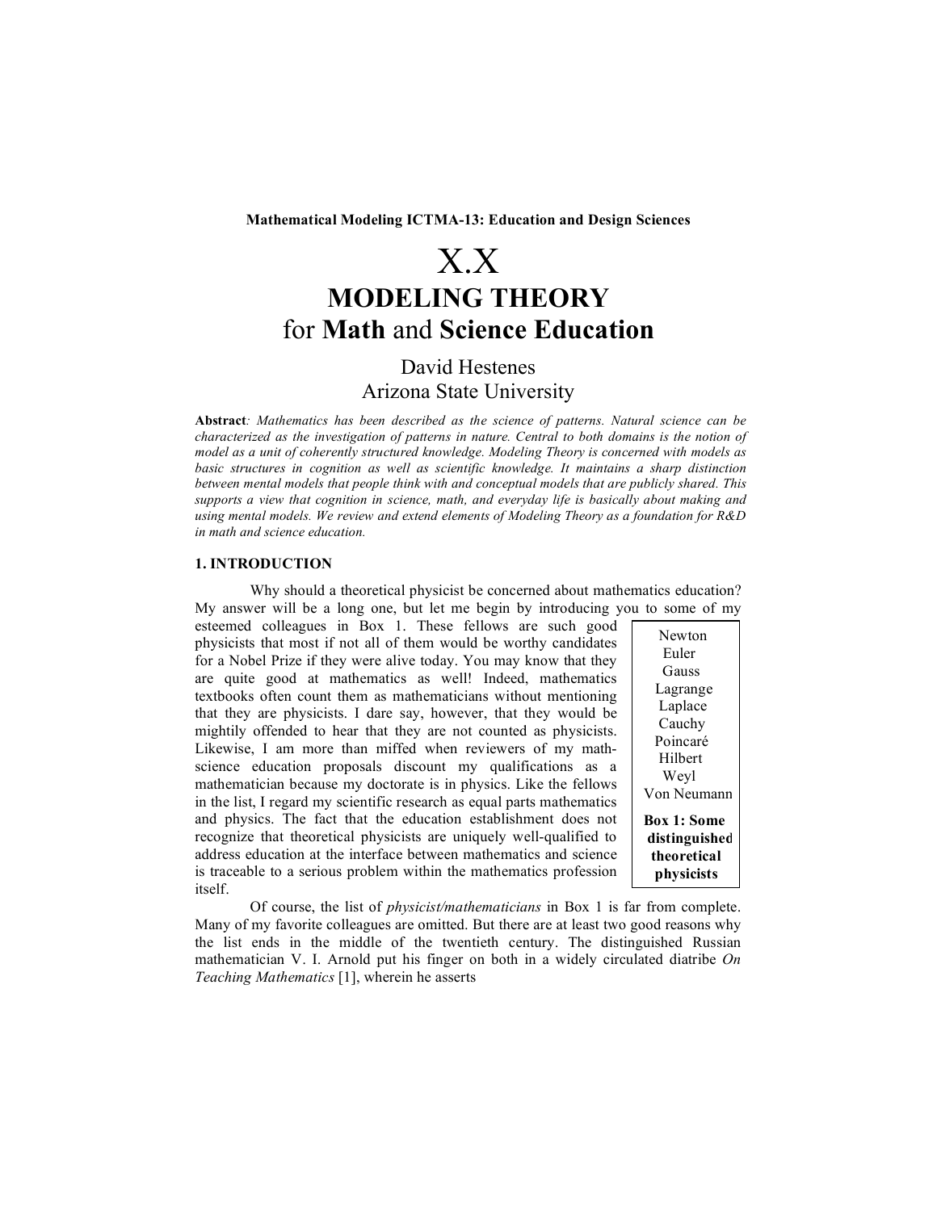**Mathematical Modeling ICTMA-13: Education and Design Sciences**

# X.X

# MODELING THEORY for **Math** and **Science Education**

David Hestenes
Arizona State University

**Abstract**: *Mathematics has been described as the science of patterns. Natural science can be characterized as the investigation of patterns in nature. Central to both domains is the notion of model as a unit of coherently structured knowledge. Modeling Theory is concerned with models as basic structures in cognition as well as scientific knowledge. It maintains a sharp distinction between mental models that people think with and conceptual models that are publicly shared. This supports a view that cognition in science, math, and everyday life is basically about making and using mental models. We review and extend elements of Modeling Theory as a foundation for R&D in math and science education.*

## 1. INTRODUCTION

Why should a theoretical physicist be concerned about mathematics education? My answer will be a long one, but let me begin by introducing you to some of my esteemed colleagues in Box 1. These fellows are such good physicists that most if not all of them would be worthy candidates for a Nobel Prize if they were alive today. You may know that they are quite good at mathematics as well! Indeed, mathematics textbooks often count them as mathematicians without mentioning that they are physicists. I dare say, however, that they would be mightily offended to hear that they are not counted as physicists. Likewise, I am more than miffed when reviewers of my math-science education proposals discount my qualifications as a mathematician because my doctorate is in physics. Like the fellows in the list, I regard my scientific research as equal parts mathematics and physics. The fact that the education establishment does not recognize that theoretical physicists are uniquely well-qualified to address education at the interface between mathematics and science is traceable to a serious problem within the mathematics profession itself.

> Newton
> Euler
> Gauss
> Lagrange
> Laplace
> Cauchy
> Poincaré
> Hilbert
> Weyl
> Von Neumann
>
> **Box 1: Some distinguished theoretical physicists**

Of course, the list of *physicist/mathematicians* in Box 1 is far from complete. Many of my favorite colleagues are omitted. But there are at least two good reasons why the list ends in the middle of the twentieth century. The distinguished Russian mathematician V. I. Arnold put his finger on both in a widely circulated diatribe *On Teaching Mathematics* [1], wherein he asserts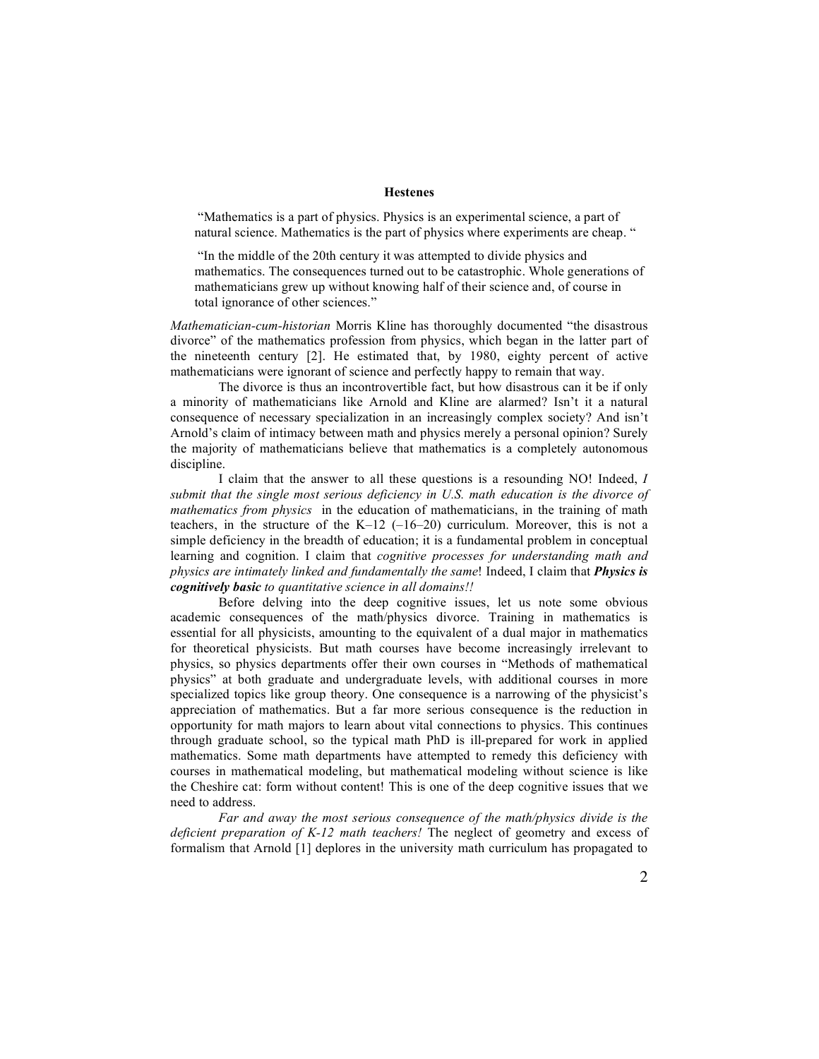> "Mathematics is a part of physics. Physics is an experimental science, a part of natural science. Mathematics is the part of physics where experiments are cheap. "

> "In the middle of the 20th century it was attempted to divide physics and mathematics. The consequences turned out to be catastrophic. Whole generations of mathematicians grew up without knowing half of their science and, of course in total ignorance of other sciences."

*Mathematician-cum-historian* Morris Kline has thoroughly documented "the disastrous divorce" of the mathematics profession from physics, which began in the latter part of the nineteenth century [2]. He estimated that, by 1980, eighty percent of active mathematicians were ignorant of science and perfectly happy to remain that way.

The divorce is thus an incontrovertible fact, but how disastrous can it be if only a minority of mathematicians like Arnold and Kline are alarmed? Isn't it a natural consequence of necessary specialization in an increasingly complex society? And isn't Arnold's claim of intimacy between math and physics merely a personal opinion? Surely the majority of mathematicians believe that mathematics is a completely autonomous discipline.

I claim that the answer to all these questions is a resounding NO! Indeed, *I submit that the single most serious deficiency in U.S. math education is the divorce of mathematics from physics* in the education of mathematicians, in the training of math teachers, in the structure of the K–12 (–16–20) curriculum. Moreover, this is not a simple deficiency in the breadth of education; it is a fundamental problem in conceptual learning and cognition. I claim that *cognitive processes for understanding math and physics are intimately linked and fundamentally the same*! Indeed, I claim that ***Physics is cognitively basic*** *to quantitative science in all domains!!*

Before delving into the deep cognitive issues, let us note some obvious academic consequences of the math/physics divorce. Training in mathematics is essential for all physicists, amounting to the equivalent of a dual major in mathematics for theoretical physicists. But math courses have become increasingly irrelevant to physics, so physics departments offer their own courses in "Methods of mathematical physics" at both graduate and undergraduate levels, with additional courses in more specialized topics like group theory. One consequence is a narrowing of the physicist's appreciation of mathematics. But a far more serious consequence is the reduction in opportunity for math majors to learn about vital connections to physics. This continues through graduate school, so the typical math PhD is ill-prepared for work in applied mathematics. Some math departments have attempted to remedy this deficiency with courses in mathematical modeling, but mathematical modeling without science is like the Cheshire cat: form without content! This is one of the deep cognitive issues that we need to address.

*Far and away the most serious consequence of the math/physics divide is the deficient preparation of K-12 math teachers!* The neglect of geometry and excess of formalism that Arnold [1] deplores in the university math curriculum has propagated to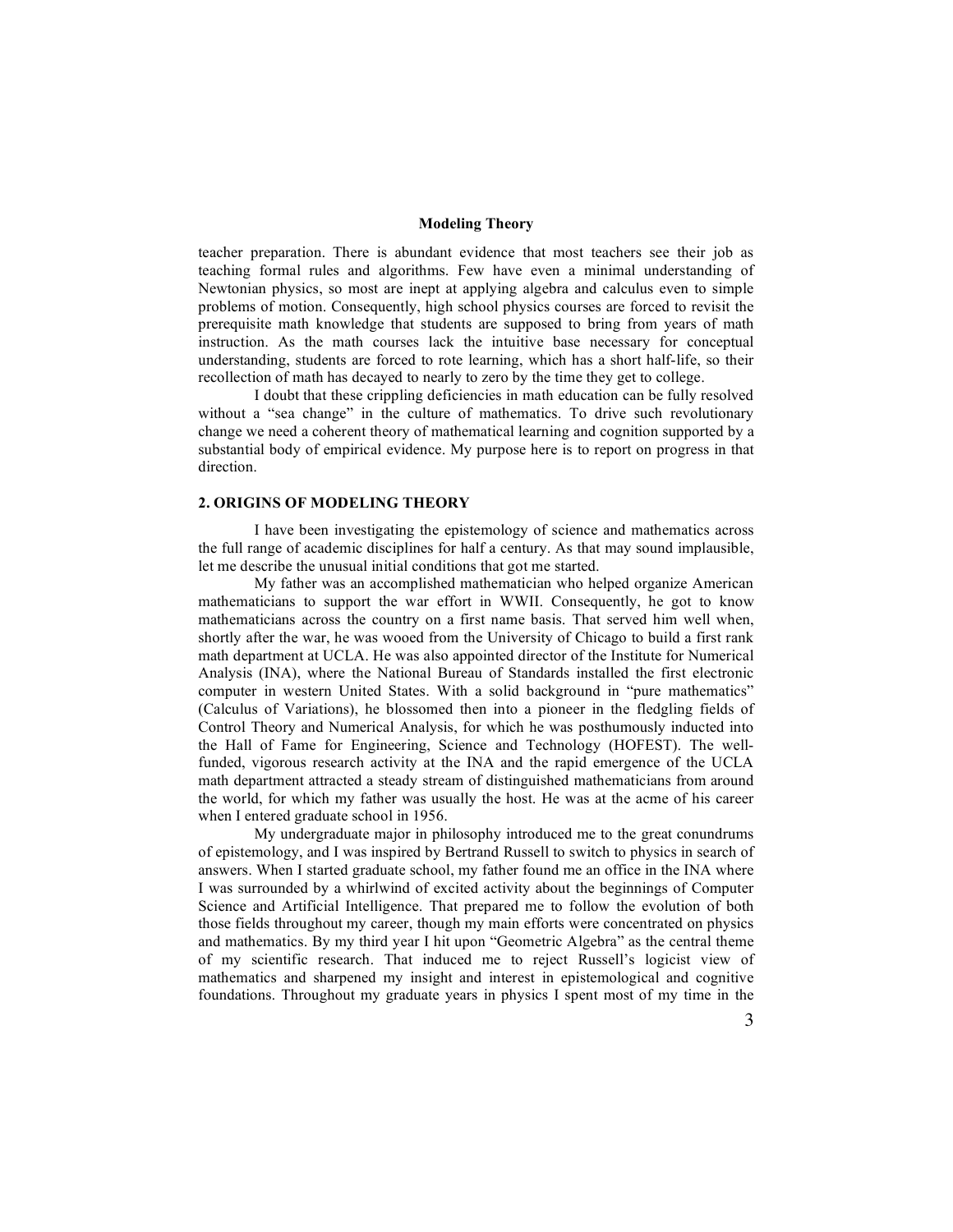teacher preparation. There is abundant evidence that most teachers see their job as teaching formal rules and algorithms. Few have even a minimal understanding of Newtonian physics, so most are inept at applying algebra and calculus even to simple problems of motion. Consequently, high school physics courses are forced to revisit the prerequisite math knowledge that students are supposed to bring from years of math instruction. As the math courses lack the intuitive base necessary for conceptual understanding, students are forced to rote learning, which has a short half-life, so their recollection of math has decayed to nearly to zero by the time they get to college.

I doubt that these crippling deficiencies in math education can be fully resolved without a "sea change" in the culture of mathematics. To drive such revolutionary change we need a coherent theory of mathematical learning and cognition supported by a substantial body of empirical evidence. My purpose here is to report on progress in that direction.

## 2. ORIGINS OF MODELING THEORY

I have been investigating the epistemology of science and mathematics across the full range of academic disciplines for half a century. As that may sound implausible, let me describe the unusual initial conditions that got me started.

My father was an accomplished mathematician who helped organize American mathematicians to support the war effort in WWII. Consequently, he got to know mathematicians across the country on a first name basis. That served him well when, shortly after the war, he was wooed from the University of Chicago to build a first rank math department at UCLA. He was also appointed director of the Institute for Numerical Analysis (INA), where the National Bureau of Standards installed the first electronic computer in western United States. With a solid background in "pure mathematics" (Calculus of Variations), he blossomed then into a pioneer in the fledgling fields of Control Theory and Numerical Analysis, for which he was posthumously inducted into the Hall of Fame for Engineering, Science and Technology (HOFEST). The well-funded, vigorous research activity at the INA and the rapid emergence of the UCLA math department attracted a steady stream of distinguished mathematicians from around the world, for which my father was usually the host. He was at the acme of his career when I entered graduate school in 1956.

My undergraduate major in philosophy introduced me to the great conundrums of epistemology, and I was inspired by Bertrand Russell to switch to physics in search of answers. When I started graduate school, my father found me an office in the INA where I was surrounded by a whirlwind of excited activity about the beginnings of Computer Science and Artificial Intelligence. That prepared me to follow the evolution of both those fields throughout my career, though my main efforts were concentrated on physics and mathematics. By my third year I hit upon "Geometric Algebra" as the central theme of my scientific research. That induced me to reject Russell's logicist view of mathematics and sharpened my insight and interest in epistemological and cognitive foundations. Throughout my graduate years in physics I spent most of my time in the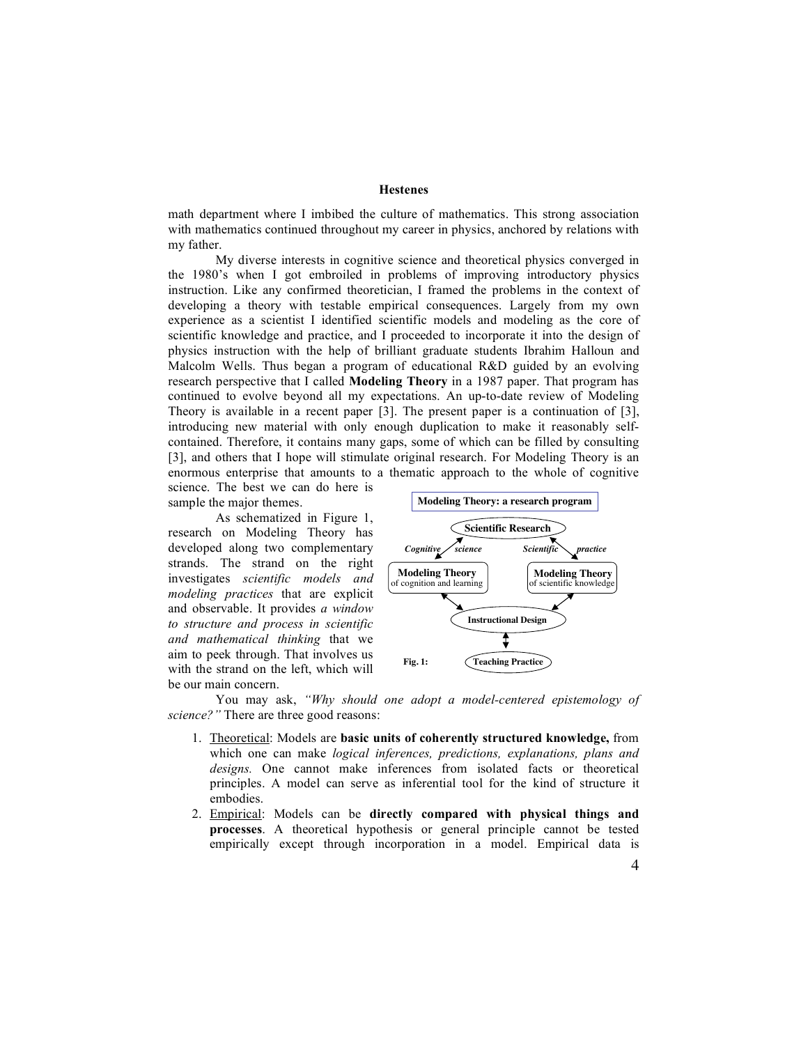math department where I imbibed the culture of mathematics. This strong association with mathematics continued throughout my career in physics, anchored by relations with my father.

My diverse interests in cognitive science and theoretical physics converged in the 1980's when I got embroiled in problems of improving introductory physics instruction. Like any confirmed theoretician, I framed the problems in the context of developing a theory with testable empirical consequences. Largely from my own experience as a scientist I identified scientific models and modeling as the core of scientific knowledge and practice, and I proceeded to incorporate it into the design of physics instruction with the help of brilliant graduate students Ibrahim Halloun and Malcolm Wells. Thus began a program of educational R&D guided by an evolving research perspective that I called **Modeling Theory** in a 1987 paper. That program has continued to evolve beyond all my expectations. An up-to-date review of Modeling Theory is available in a recent paper [3]. The present paper is a continuation of [3], introducing new material with only enough duplication to make it reasonably self-contained. Therefore, it contains many gaps, some of which can be filled by consulting [3], and others that I hope will stimulate original research. For Modeling Theory is an enormous enterprise that amounts to a thematic approach to the whole of cognitive science. The best we can do here is sample the major themes.

As schematized in Figure 1, research on Modeling Theory has developed along two complementary strands. The strand on the right investigates *scientific models and modeling practices* that are explicit and observable. It provides *a window to structure and process in scientific and mathematical thinking* that we aim to peek through. That involves us with the strand on the left, which will be our main concern.

**Modeling Theory: a research program**

**Scientific Research**

*Cognitive science* — *Scientific practice*

**Modeling Theory** of cognition and learning — **Modeling Theory** of scientific knowledge

**Instructional Design**

**Teaching Practice**

**Fig. 1:**

You may ask, *"Why should one adopt a model-centered epistemology of science?"* There are three good reasons:

1. Theoretical: Models are **basic units of coherently structured knowledge,** from which one can make *logical inferences, predictions, explanations, plans and designs.* One cannot make inferences from isolated facts or theoretical principles. A model can serve as inferential tool for the kind of structure it embodies.
2. Empirical: Models can be **directly compared with physical things and processes**. A theoretical hypothesis or general principle cannot be tested empirically except through incorporation in a model. Empirical data is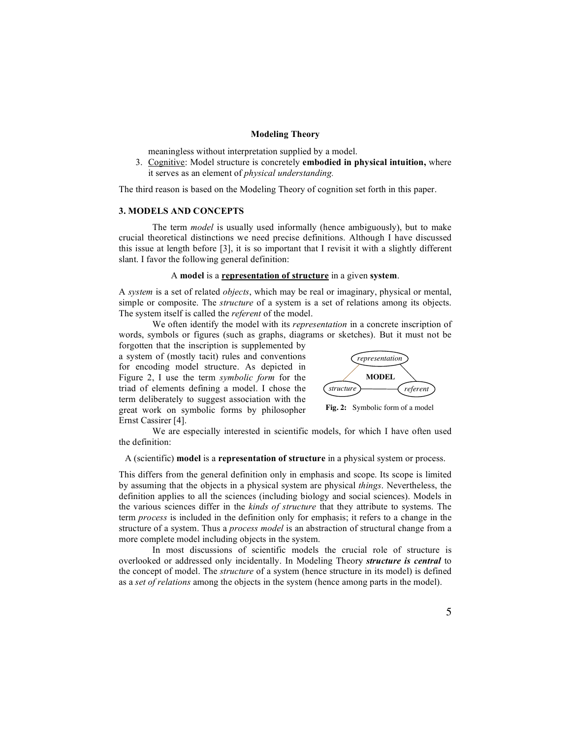meaningless without interpretation supplied by a model.

3. Cognitive: Model structure is concretely **embodied in physical intuition,** where it serves as an element of *physical understanding.*

The third reason is based on the Modeling Theory of cognition set forth in this paper.

## 3. MODELS AND CONCEPTS

The term *model* is usually used informally (hence ambiguously), but to make crucial theoretical distinctions we need precise definitions. Although I have discussed this issue at length before [3], it is so important that I revisit it with a slightly different slant. I favor the following general definition:

A **model** is a **representation of structure** in a given **system**.

A *system* is a set of related *objects*, which may be real or imaginary, physical or mental, simple or composite. The *structure* of a system is a set of relations among its objects. The system itself is called the *referent* of the model.

We often identify the model with its *representation* in a concrete inscription of words, symbols or figures (such as graphs, diagrams or sketches). But it must not be forgotten that the inscription is supplemented by a system of (mostly tacit) rules and conventions for encoding model structure. As depicted in Figure 2, I use the term *symbolic form* for the triad of elements defining a model. I chose the term deliberately to suggest association with the great work on symbolic forms by philosopher Ernst Cassirer [4].

representation

MODEL

structure

referent

**Fig. 2:** Symbolic form of a model

We are especially interested in scientific models, for which I have often used the definition:

A (scientific) **model** is a **representation of structure** in a physical system or process.

This differs from the general definition only in emphasis and scope. Its scope is limited by assuming that the objects in a physical system are physical *things*. Nevertheless, the definition applies to all the sciences (including biology and social sciences). Models in the various sciences differ in the *kinds of structure* that they attribute to systems. The term *process* is included in the definition only for emphasis; it refers to a change in the structure of a system. Thus a *process model* is an abstraction of structural change from a more complete model including objects in the system.

In most discussions of scientific models the crucial role of structure is overlooked or addressed only incidentally. In Modeling Theory ***structure is central*** to the concept of model. The *structure* of a system (hence structure in its model) is defined as a *set of relations* among the objects in the system (hence among parts in the model).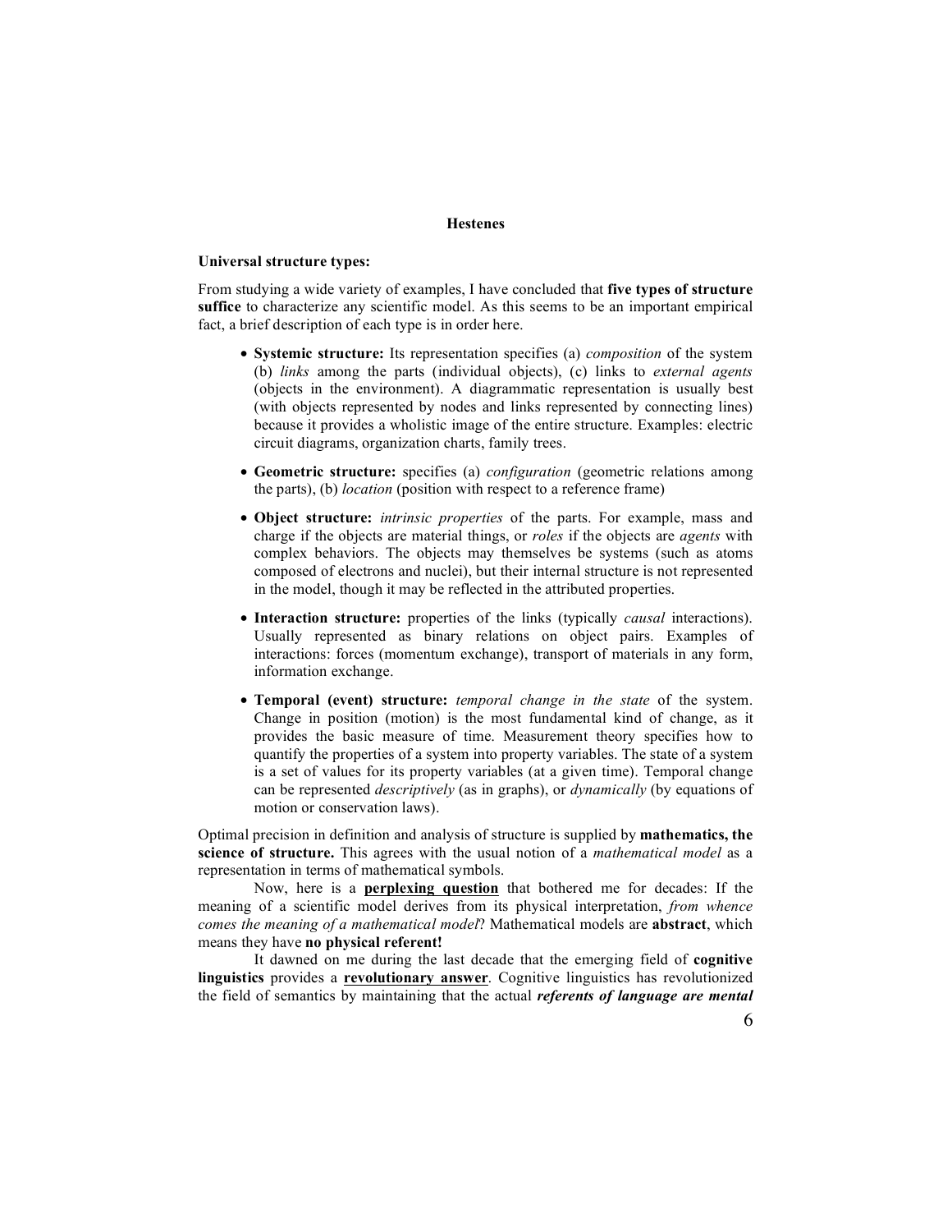**Universal structure types:**

From studying a wide variety of examples, I have concluded that **five types of structure suffice** to characterize any scientific model. As this seems to be an important empirical fact, a brief description of each type is in order here.

- **Systemic structure:** Its representation specifies (a) *composition* of the system (b) *links* among the parts (individual objects), (c) links to *external agents* (objects in the environment). A diagrammatic representation is usually best (with objects represented by nodes and links represented by connecting lines) because it provides a wholistic image of the entire structure. Examples: electric circuit diagrams, organization charts, family trees.

- **Geometric structure:** specifies (a) *configuration* (geometric relations among the parts), (b) *location* (position with respect to a reference frame)

- **Object structure:** *intrinsic properties* of the parts. For example, mass and charge if the objects are material things, or *roles* if the objects are *agents* with complex behaviors. The objects may themselves be systems (such as atoms composed of electrons and nuclei), but their internal structure is not represented in the model, though it may be reflected in the attributed properties.

- **Interaction structure:** properties of the links (typically *causal* interactions). Usually represented as binary relations on object pairs. Examples of interactions: forces (momentum exchange), transport of materials in any form, information exchange.

- **Temporal (event) structure:** *temporal change in the state* of the system. Change in position (motion) is the most fundamental kind of change, as it provides the basic measure of time. Measurement theory specifies how to quantify the properties of a system into property variables. The state of a system is a set of values for its property variables (at a given time). Temporal change can be represented *descriptively* (as in graphs), or *dynamically* (by equations of motion or conservation laws).

Optimal precision in definition and analysis of structure is supplied by **mathematics, the science of structure.** This agrees with the usual notion of a *mathematical model* as a representation in terms of mathematical symbols.

Now, here is a **perplexing question** that bothered me for decades: If the meaning of a scientific model derives from its physical interpretation, *from whence comes the meaning of a mathematical model*? Mathematical models are **abstract**, which means they have **no physical referent!**

It dawned on me during the last decade that the emerging field of **cognitive linguistics** provides a **revolutionary answer**. Cognitive linguistics has revolutionized the field of semantics by maintaining that the actual ***referents of language are mental***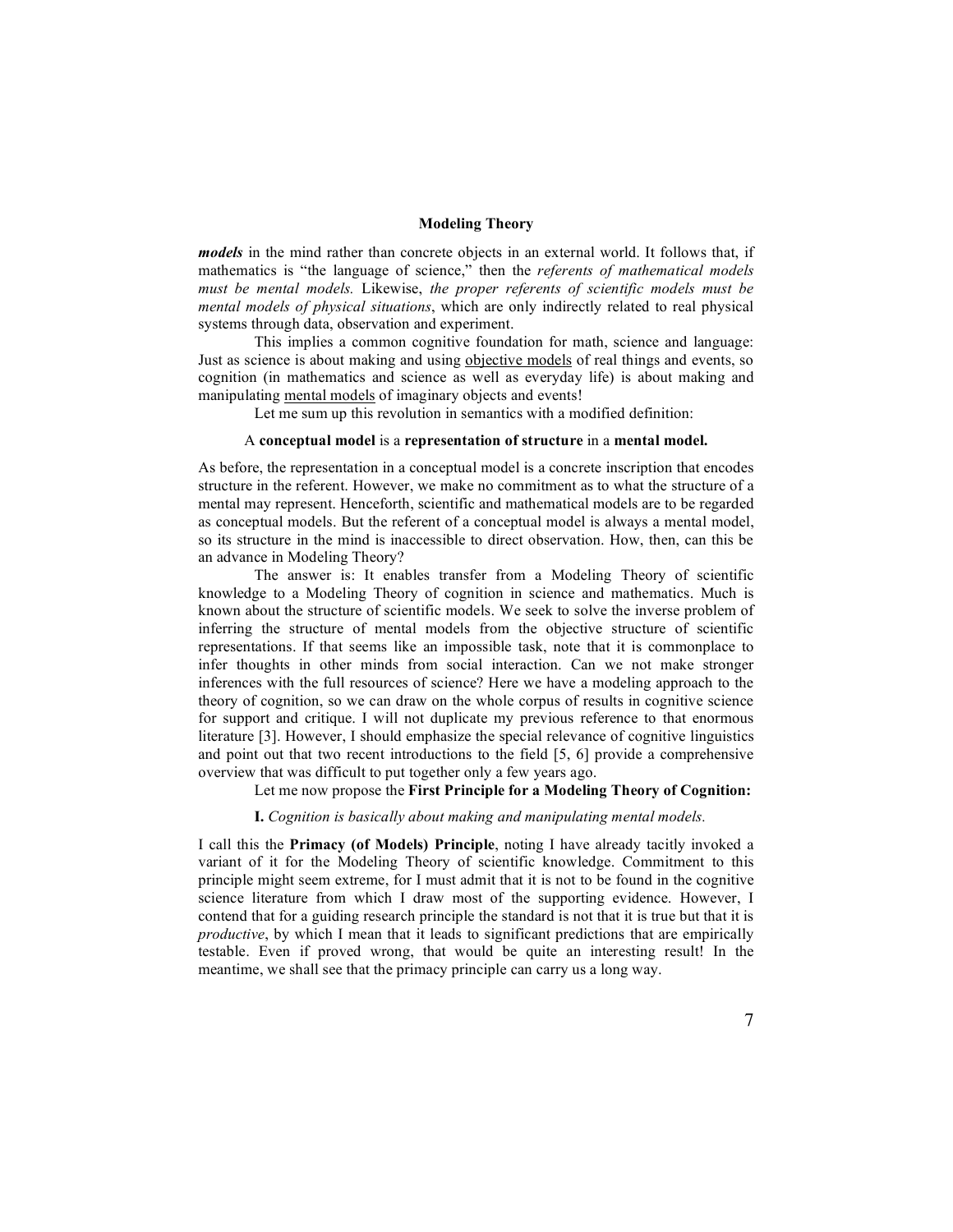***models*** in the mind rather than concrete objects in an external world. It follows that, if mathematics is "the language of science," then the *referents of mathematical models must be mental models.* Likewise, *the proper referents of scientific models must be mental models of physical situations*, which are only indirectly related to real physical systems through data, observation and experiment.

This implies a common cognitive foundation for math, science and language: Just as science is about making and using <u>objective models</u> of real things and events, so cognition (in mathematics and science as well as everyday life) is about making and manipulating <u>mental models</u> of imaginary objects and events!

Let me sum up this revolution in semantics with a modified definition:

A **conceptual model** is a **representation of structure** in a **mental model.**

As before, the representation in a conceptual model is a concrete inscription that encodes structure in the referent. However, we make no commitment as to what the structure of a mental may represent. Henceforth, scientific and mathematical models are to be regarded as conceptual models. But the referent of a conceptual model is always a mental model, so its structure in the mind is inaccessible to direct observation. How, then, can this be an advance in Modeling Theory?

The answer is: It enables transfer from a Modeling Theory of scientific knowledge to a Modeling Theory of cognition in science and mathematics. Much is known about the structure of scientific models. We seek to solve the inverse problem of inferring the structure of mental models from the objective structure of scientific representations. If that seems like an impossible task, note that it is commonplace to infer thoughts in other minds from social interaction. Can we not make stronger inferences with the full resources of science? Here we have a modeling approach to the theory of cognition, so we can draw on the whole corpus of results in cognitive science for support and critique. I will not duplicate my previous reference to that enormous literature [3]. However, I should emphasize the special relevance of cognitive linguistics and point out that two recent introductions to the field [5, 6] provide a comprehensive overview that was difficult to put together only a few years ago.

Let me now propose the **First Principle for a Modeling Theory of Cognition:**

**I.** *Cognition is basically about making and manipulating mental models.*

I call this the **Primacy (of Models) Principle**, noting I have already tacitly invoked a variant of it for the Modeling Theory of scientific knowledge. Commitment to this principle might seem extreme, for I must admit that it is not to be found in the cognitive science literature from which I draw most of the supporting evidence. However, I contend that for a guiding research principle the standard is not that it is true but that it is *productive*, by which I mean that it leads to significant predictions that are empirically testable. Even if proved wrong, that would be quite an interesting result! In the meantime, we shall see that the primacy principle can carry us a long way.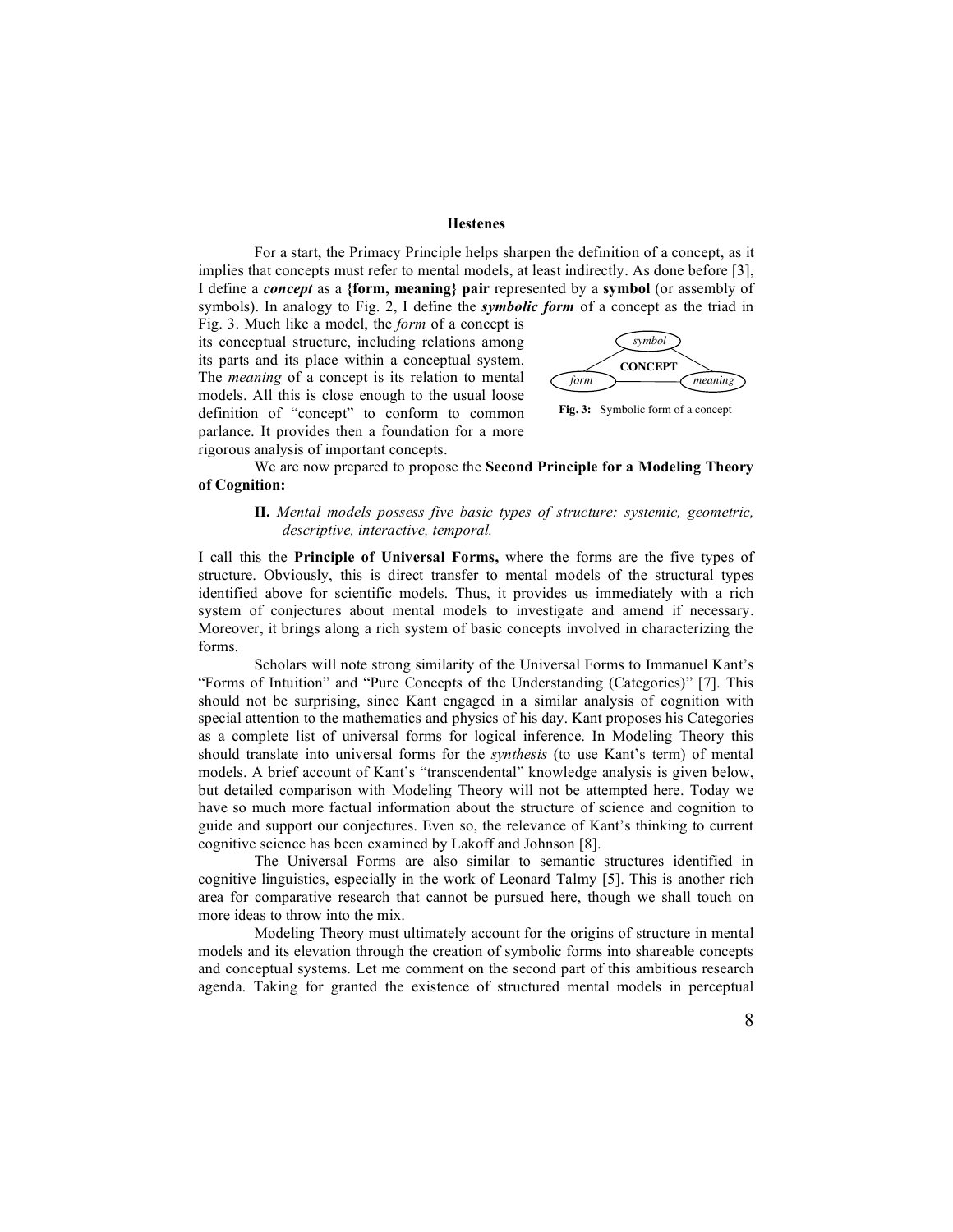For a start, the Primacy Principle helps sharpen the definition of a concept, as it implies that concepts must refer to mental models, at least indirectly. As done before [3], I define a ***concept*** as a **{form, meaning} pair** represented by a **symbol** (or assembly of symbols). In analogy to Fig. 2, I define the ***symbolic form*** of a concept as the triad in Fig. 3. Much like a model, the *form* of a concept is its conceptual structure, including relations among its parts and its place within a conceptual system. The *meaning* of a concept is its relation to mental models. All this is close enough to the usual loose definition of "concept" to conform to common parlance. It provides then a foundation for a more rigorous analysis of important concepts.

symbol

CONCEPT

form

meaning

**Fig. 3:** Symbolic form of a concept

We are now prepared to propose the **Second Principle for a Modeling Theory of Cognition:**

> **II.** *Mental models possess five basic types of structure: systemic, geometric, descriptive, interactive, temporal.*

I call this the **Principle of Universal Forms,** where the forms are the five types of structure. Obviously, this is direct transfer to mental models of the structural types identified above for scientific models. Thus, it provides us immediately with a rich system of conjectures about mental models to investigate and amend if necessary. Moreover, it brings along a rich system of basic concepts involved in characterizing the forms.

Scholars will note strong similarity of the Universal Forms to Immanuel Kant's "Forms of Intuition" and "Pure Concepts of the Understanding (Categories)" [7]. This should not be surprising, since Kant engaged in a similar analysis of cognition with special attention to the mathematics and physics of his day. Kant proposes his Categories as a complete list of universal forms for logical inference. In Modeling Theory this should translate into universal forms for the *synthesis* (to use Kant's term) of mental models. A brief account of Kant's "transcendental" knowledge analysis is given below, but detailed comparison with Modeling Theory will not be attempted here. Today we have so much more factual information about the structure of science and cognition to guide and support our conjectures. Even so, the relevance of Kant's thinking to current cognitive science has been examined by Lakoff and Johnson [8].

The Universal Forms are also similar to semantic structures identified in cognitive linguistics, especially in the work of Leonard Talmy [5]. This is another rich area for comparative research that cannot be pursued here, though we shall touch on more ideas to throw into the mix.

Modeling Theory must ultimately account for the origins of structure in mental models and its elevation through the creation of symbolic forms into shareable concepts and conceptual systems. Let me comment on the second part of this ambitious research agenda. Taking for granted the existence of structured mental models in perceptual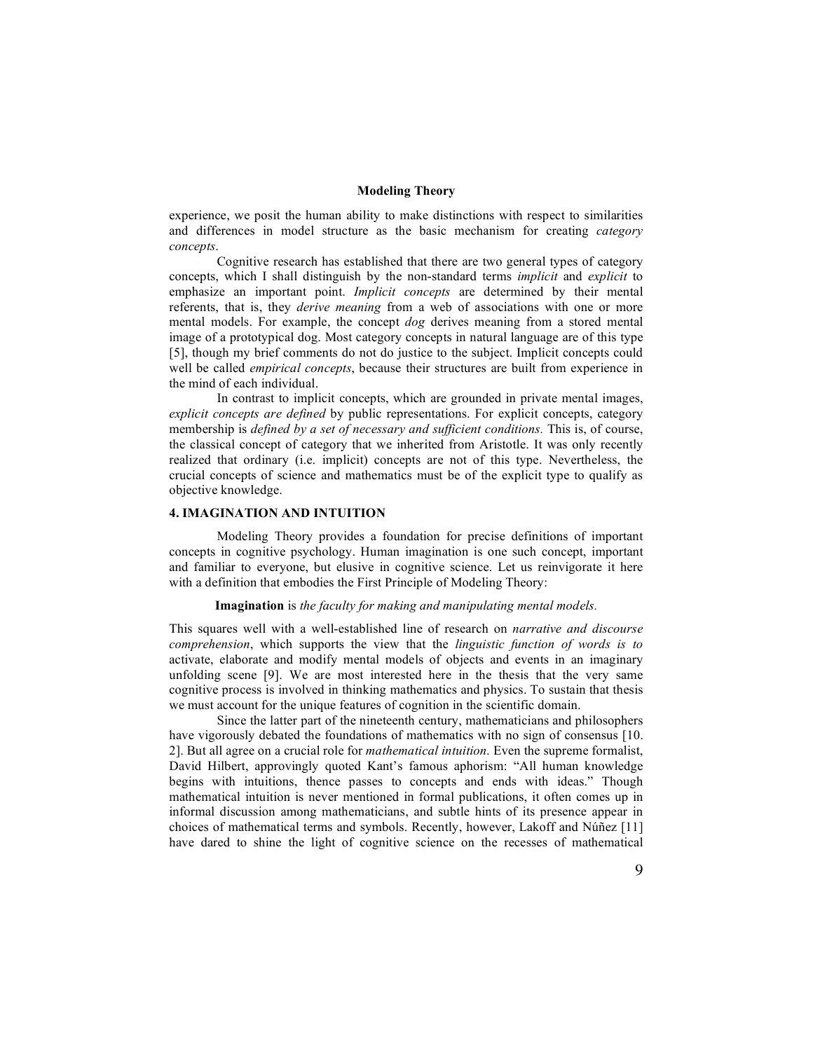experience, we posit the human ability to make distinctions with respect to similarities and differences in model structure as the basic mechanism for creating *category concepts*.

Cognitive research has established that there are two general types of category concepts, which I shall distinguish by the non-standard terms *implicit* and *explicit* to emphasize an important point. *Implicit concepts* are determined by their mental referents, that is, they *derive meaning* from a web of associations with one or more mental models. For example, the concept *dog* derives meaning from a stored mental image of a prototypical dog. Most category concepts in natural language are of this type [5], though my brief comments do not do justice to the subject. Implicit concepts could well be called *empirical concepts*, because their structures are built from experience in the mind of each individual.

In contrast to implicit concepts, which are grounded in private mental images, *explicit concepts are defined* by public representations. For explicit concepts, category membership is *defined by a set of necessary and sufficient conditions.* This is, of course, the classical concept of category that we inherited from Aristotle. It was only recently realized that ordinary (i.e. implicit) concepts are not of this type. Nevertheless, the crucial concepts of science and mathematics must be of the explicit type to qualify as objective knowledge.

## 4. IMAGINATION AND INTUITION

Modeling Theory provides a foundation for precise definitions of important concepts in cognitive psychology. Human imagination is one such concept, important and familiar to everyone, but elusive in cognitive science. Let us reinvigorate it here with a definition that embodies the First Principle of Modeling Theory:

**Imagination** is *the faculty for making and manipulating mental models.*

This squares well with a well-established line of research on *narrative and discourse comprehension*, which supports the view that the *linguistic function of words is to* activate, elaborate and modify mental models of objects and events in an imaginary unfolding scene [9]. We are most interested here in the thesis that the very same cognitive process is involved in thinking mathematics and physics. To sustain that thesis we must account for the unique features of cognition in the scientific domain.

Since the latter part of the nineteenth century, mathematicians and philosophers have vigorously debated the foundations of mathematics with no sign of consensus [10. 2]. But all agree on a crucial role for *mathematical intuition*. Even the supreme formalist, David Hilbert, approvingly quoted Kant's famous aphorism: "All human knowledge begins with intuitions, thence passes to concepts and ends with ideas." Though mathematical intuition is never mentioned in formal publications, it often comes up in informal discussion among mathematicians, and subtle hints of its presence appear in choices of mathematical terms and symbols. Recently, however, Lakoff and Núñez [11] have dared to shine the light of cognitive science on the recesses of mathematical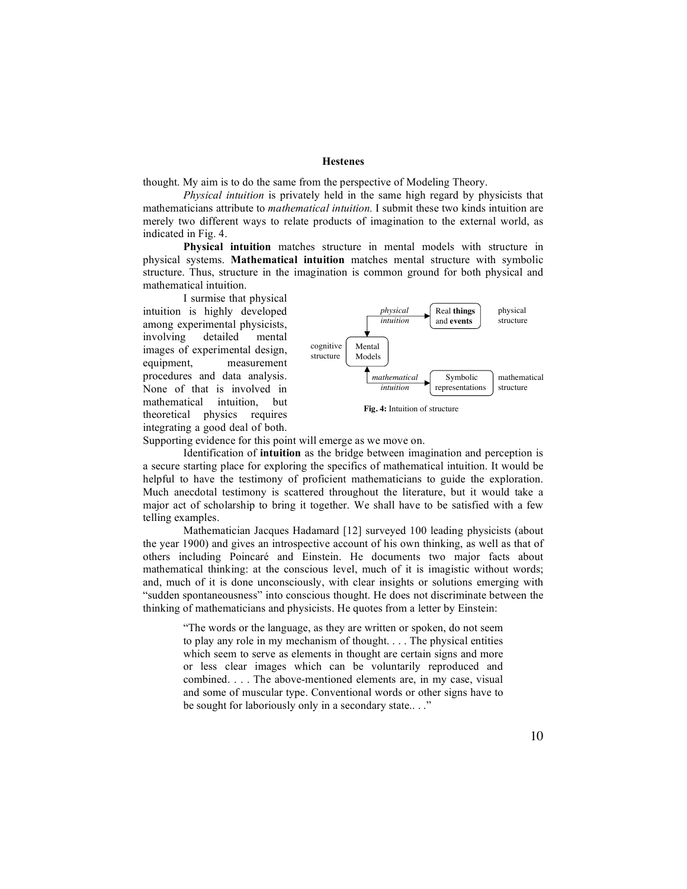thought. My aim is to do the same from the perspective of Modeling Theory.

*Physical intuition* is privately held in the same high regard by physicists that mathematicians attribute to *mathematical intuition.* I submit these two kinds intuition are merely two different ways to relate products of imagination to the external world, as indicated in Fig. 4.

**Physical intuition** matches structure in mental models with structure in physical systems. **Mathematical intuition** matches mental structure with symbolic structure. Thus, structure in the imagination is common ground for both physical and mathematical intuition.

I surmise that physical intuition is highly developed among experimental physicists, involving detailed mental images of experimental design, equipment, measurement procedures and data analysis. None of that is involved in mathematical intuition, but theoretical physics requires integrating a good deal of both. Supporting evidence for this point will emerge as we move on.

**Fig. 4:** Intuition of structure

Identification of **intuition** as the bridge between imagination and perception is a secure starting place for exploring the specifics of mathematical intuition. It would be helpful to have the testimony of proficient mathematicians to guide the exploration. Much anecdotal testimony is scattered throughout the literature, but it would take a major act of scholarship to bring it together. We shall have to be satisfied with a few telling examples.

Mathematician Jacques Hadamard [12] surveyed 100 leading physicists (about the year 1900) and gives an introspective account of his own thinking, as well as that of others including Poincaré and Einstein. He documents two major facts about mathematical thinking: at the conscious level, much of it is imagistic without words; and, much of it is done unconsciously, with clear insights or solutions emerging with "sudden spontaneousness" into conscious thought. He does not discriminate between the thinking of mathematicians and physicists. He quotes from a letter by Einstein:

> "The words or the language, as they are written or spoken, do not seem to play any role in my mechanism of thought. . . . The physical entities which seem to serve as elements in thought are certain signs and more or less clear images which can be voluntarily reproduced and combined. . . . The above-mentioned elements are, in my case, visual and some of muscular type. Conventional words or other signs have to be sought for laboriously only in a secondary state.. . ."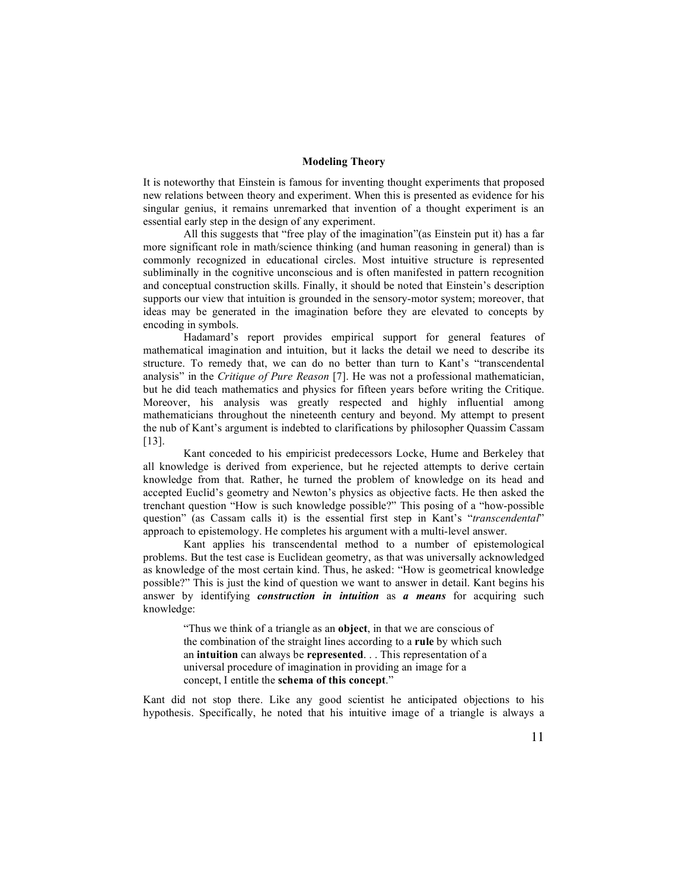**Modeling Theory**

It is noteworthy that Einstein is famous for inventing thought experiments that proposed new relations between theory and experiment. When this is presented as evidence for his singular genius, it remains unremarked that invention of a thought experiment is an essential early step in the design of any experiment.

All this suggests that "free play of the imagination"(as Einstein put it) has a far more significant role in math/science thinking (and human reasoning in general) than is commonly recognized in educational circles. Most intuitive structure is represented subliminally in the cognitive unconscious and is often manifested in pattern recognition and conceptual construction skills. Finally, it should be noted that Einstein's description supports our view that intuition is grounded in the sensory-motor system; moreover, that ideas may be generated in the imagination before they are elevated to concepts by encoding in symbols.

Hadamard's report provides empirical support for general features of mathematical imagination and intuition, but it lacks the detail we need to describe its structure. To remedy that, we can do no better than turn to Kant's "transcendental analysis" in the *Critique of Pure Reason* [7]. He was not a professional mathematician, but he did teach mathematics and physics for fifteen years before writing the Critique. Moreover, his analysis was greatly respected and highly influential among mathematicians throughout the nineteenth century and beyond. My attempt to present the nub of Kant's argument is indebted to clarifications by philosopher Quassim Cassam [13].

Kant conceded to his empiricist predecessors Locke, Hume and Berkeley that all knowledge is derived from experience, but he rejected attempts to derive certain knowledge from that. Rather, he turned the problem of knowledge on its head and accepted Euclid's geometry and Newton's physics as objective facts. He then asked the trenchant question "How is such knowledge possible?" This posing of a "how-possible question" (as Cassam calls it) is the essential first step in Kant's "*transcendental*" approach to epistemology. He completes his argument with a multi-level answer.

Kant applies his transcendental method to a number of epistemological problems. But the test case is Euclidean geometry, as that was universally acknowledged as knowledge of the most certain kind. Thus, he asked: "How is geometrical knowledge possible?" This is just the kind of question we want to answer in detail. Kant begins his answer by identifying ***construction in intuition*** as ***a means*** for acquiring such knowledge:

> "Thus we think of a triangle as an **object**, in that we are conscious of the combination of the straight lines according to a **rule** by which such an **intuition** can always be **represented**. . . This representation of a universal procedure of imagination in providing an image for a concept, I entitle the **schema of this concept**."

Kant did not stop there. Like any good scientist he anticipated objections to his hypothesis. Specifically, he noted that his intuitive image of a triangle is always a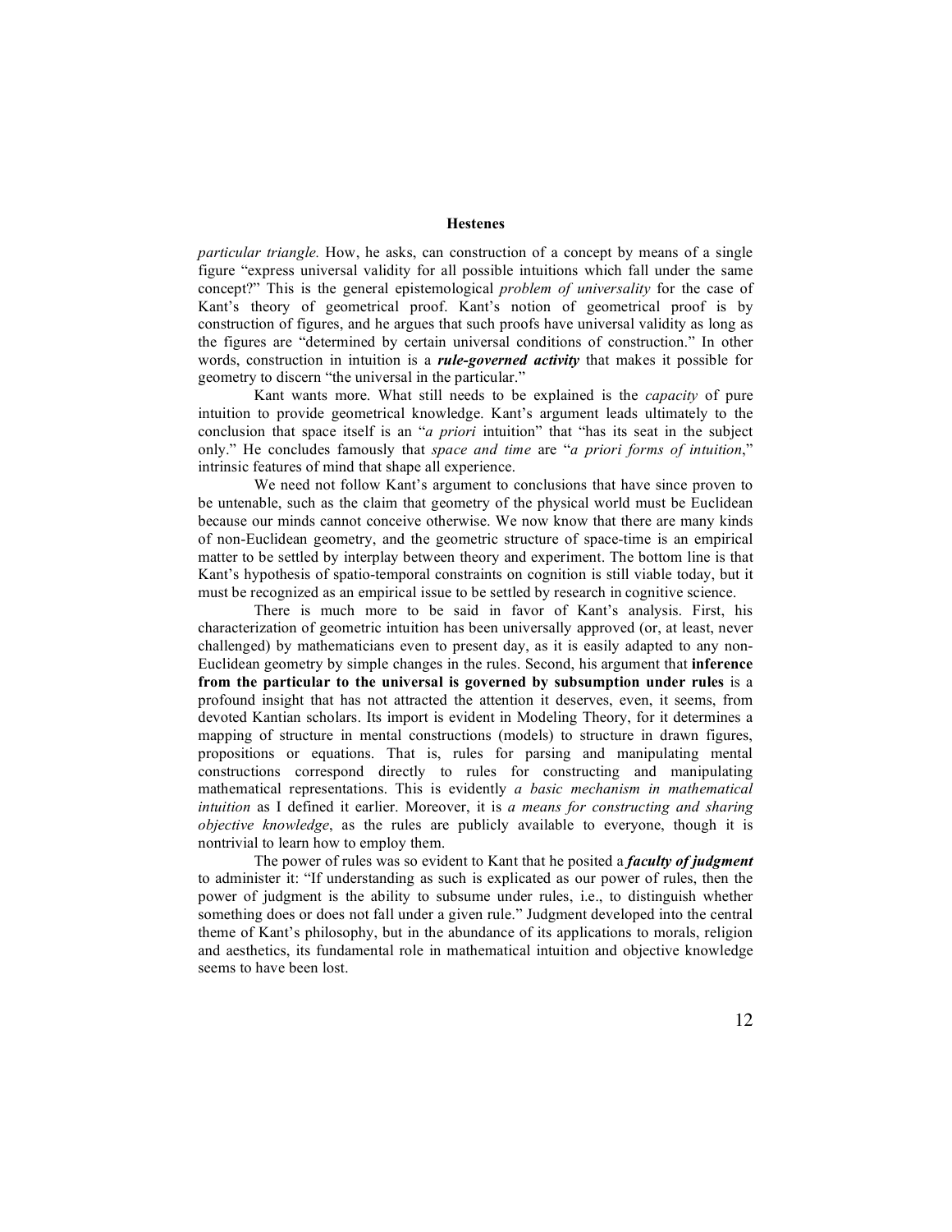*particular triangle.* How, he asks, can construction of a concept by means of a single figure "express universal validity for all possible intuitions which fall under the same concept?" This is the general epistemological *problem of universality* for the case of Kant's theory of geometrical proof. Kant's notion of geometrical proof is by construction of figures, and he argues that such proofs have universal validity as long as the figures are "determined by certain universal conditions of construction." In other words, construction in intuition is a ***rule-governed activity*** that makes it possible for geometry to discern "the universal in the particular."

Kant wants more. What still needs to be explained is the *capacity* of pure intuition to provide geometrical knowledge. Kant's argument leads ultimately to the conclusion that space itself is an "*a priori* intuition" that "has its seat in the subject only." He concludes famously that *space and time* are "*a priori forms of intuition*," intrinsic features of mind that shape all experience.

We need not follow Kant's argument to conclusions that have since proven to be untenable, such as the claim that geometry of the physical world must be Euclidean because our minds cannot conceive otherwise. We now know that there are many kinds of non-Euclidean geometry, and the geometric structure of space-time is an empirical matter to be settled by interplay between theory and experiment. The bottom line is that Kant's hypothesis of spatio-temporal constraints on cognition is still viable today, but it must be recognized as an empirical issue to be settled by research in cognitive science.

There is much more to be said in favor of Kant's analysis. First, his characterization of geometric intuition has been universally approved (or, at least, never challenged) by mathematicians even to present day, as it is easily adapted to any non-Euclidean geometry by simple changes in the rules. Second, his argument that **inference from the particular to the universal is governed by subsumption under rules** is a profound insight that has not attracted the attention it deserves, even, it seems, from devoted Kantian scholars. Its import is evident in Modeling Theory, for it determines a mapping of structure in mental constructions (models) to structure in drawn figures, propositions or equations. That is, rules for parsing and manipulating mental constructions correspond directly to rules for constructing and manipulating mathematical representations. This is evidently *a basic mechanism in mathematical intuition* as I defined it earlier. Moreover, it is *a means for constructing and sharing objective knowledge*, as the rules are publicly available to everyone, though it is nontrivial to learn how to employ them.

The power of rules was so evident to Kant that he posited a ***faculty of judgment*** to administer it: "If understanding as such is explicated as our power of rules, then the power of judgment is the ability to subsume under rules, i.e., to distinguish whether something does or does not fall under a given rule." Judgment developed into the central theme of Kant's philosophy, but in the abundance of its applications to morals, religion and aesthetics, its fundamental role in mathematical intuition and objective knowledge seems to have been lost.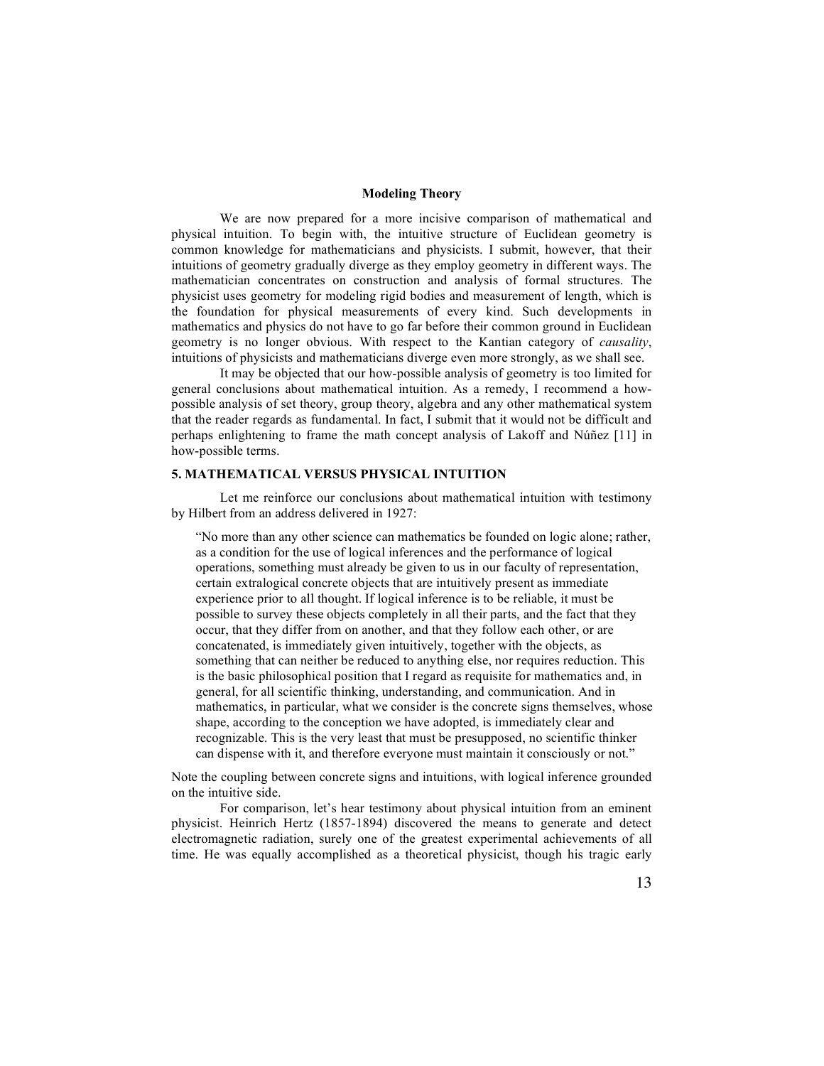We are now prepared for a more incisive comparison of mathematical and physical intuition. To begin with, the intuitive structure of Euclidean geometry is common knowledge for mathematicians and physicists. I submit, however, that their intuitions of geometry gradually diverge as they employ geometry in different ways. The mathematician concentrates on construction and analysis of formal structures. The physicist uses geometry for modeling rigid bodies and measurement of length, which is the foundation for physical measurements of every kind. Such developments in mathematics and physics do not have to go far before their common ground in Euclidean geometry is no longer obvious. With respect to the Kantian category of *causality*, intuitions of physicists and mathematicians diverge even more strongly, as we shall see.

It may be objected that our how-possible analysis of geometry is too limited for general conclusions about mathematical intuition. As a remedy, I recommend a how-possible analysis of set theory, group theory, algebra and any other mathematical system that the reader regards as fundamental. In fact, I submit that it would not be difficult and perhaps enlightening to frame the math concept analysis of Lakoff and Núñez [11] in how-possible terms.

## 5. MATHEMATICAL VERSUS PHYSICAL INTUITION

Let me reinforce our conclusions about mathematical intuition with testimony by Hilbert from an address delivered in 1927:

> "No more than any other science can mathematics be founded on logic alone; rather, as a condition for the use of logical inferences and the performance of logical operations, something must already be given to us in our faculty of representation, certain extralogical concrete objects that are intuitively present as immediate experience prior to all thought. If logical inference is to be reliable, it must be possible to survey these objects completely in all their parts, and the fact that they occur, that they differ from on another, and that they follow each other, or are concatenated, is immediately given intuitively, together with the objects, as something that can neither be reduced to anything else, nor requires reduction. This is the basic philosophical position that I regard as requisite for mathematics and, in general, for all scientific thinking, understanding, and communication. And in mathematics, in particular, what we consider is the concrete signs themselves, whose shape, according to the conception we have adopted, is immediately clear and recognizable. This is the very least that must be presupposed, no scientific thinker can dispense with it, and therefore everyone must maintain it consciously or not."

Note the coupling between concrete signs and intuitions, with logical inference grounded on the intuitive side.

For comparison, let's hear testimony about physical intuition from an eminent physicist. Heinrich Hertz (1857-1894) discovered the means to generate and detect electromagnetic radiation, surely one of the greatest experimental achievements of all time. He was equally accomplished as a theoretical physicist, though his tragic early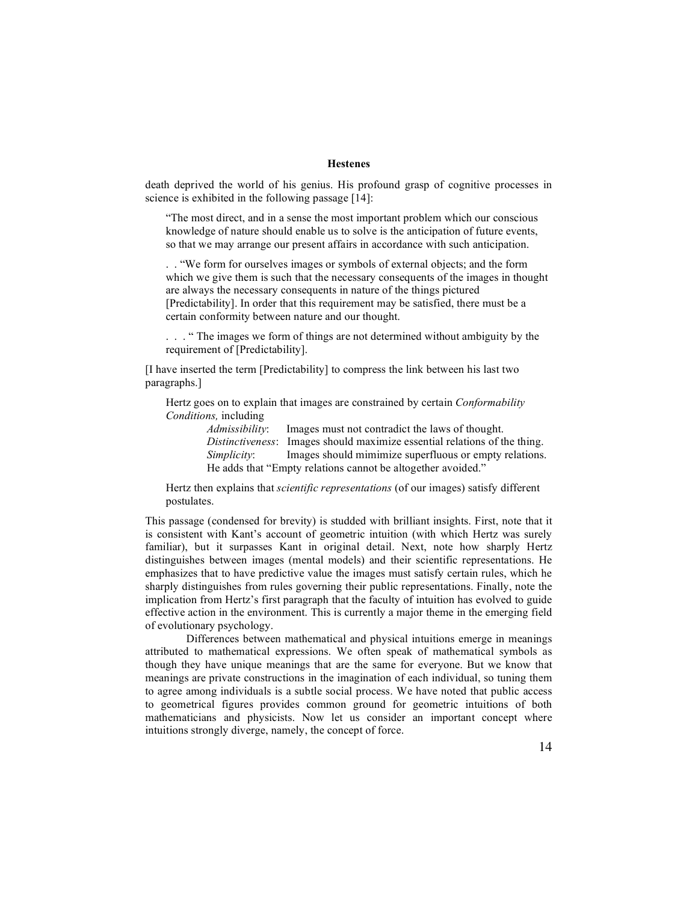death deprived the world of his genius. His profound grasp of cognitive processes in science is exhibited in the following passage [14]:

> "The most direct, and in a sense the most important problem which our conscious knowledge of nature should enable us to solve is the anticipation of future events, so that we may arrange our present affairs in accordance with such anticipation.
>
> . . "We form for ourselves images or symbols of external objects; and the form which we give them is such that the necessary consequents of the images in thought are always the necessary consequents in nature of the things pictured [Predictability]. In order that this requirement may be satisfied, there must be a certain conformity between nature and our thought.
>
> . . . " The images we form of things are not determined without ambiguity by the requirement of [Predictability].

[I have inserted the term [Predictability] to compress the link between his last two paragraphs.]

> Hertz goes on to explain that images are constrained by certain *Conformability Conditions,* including
>
> *Admissibility*: Images must not contradict the laws of thought.
> *Distinctiveness*: Images should maximize essential relations of the thing.
> *Simplicity*: Images should mimimize superfluous or empty relations.
> He adds that "Empty relations cannot be altogether avoided."
>
> Hertz then explains that *scientific representations* (of our images) satisfy different postulates.

This passage (condensed for brevity) is studded with brilliant insights. First, note that it is consistent with Kant's account of geometric intuition (with which Hertz was surely familiar), but it surpasses Kant in original detail. Next, note how sharply Hertz distinguishes between images (mental models) and their scientific representations. He emphasizes that to have predictive value the images must satisfy certain rules, which he sharply distinguishes from rules governing their public representations. Finally, note the implication from Hertz's first paragraph that the faculty of intuition has evolved to guide effective action in the environment. This is currently a major theme in the emerging field of evolutionary psychology.

Differences between mathematical and physical intuitions emerge in meanings attributed to mathematical expressions. We often speak of mathematical symbols as though they have unique meanings that are the same for everyone. But we know that meanings are private constructions in the imagination of each individual, so tuning them to agree among individuals is a subtle social process. We have noted that public access to geometrical figures provides common ground for geometric intuitions of both mathematicians and physicists. Now let us consider an important concept where intuitions strongly diverge, namely, the concept of force.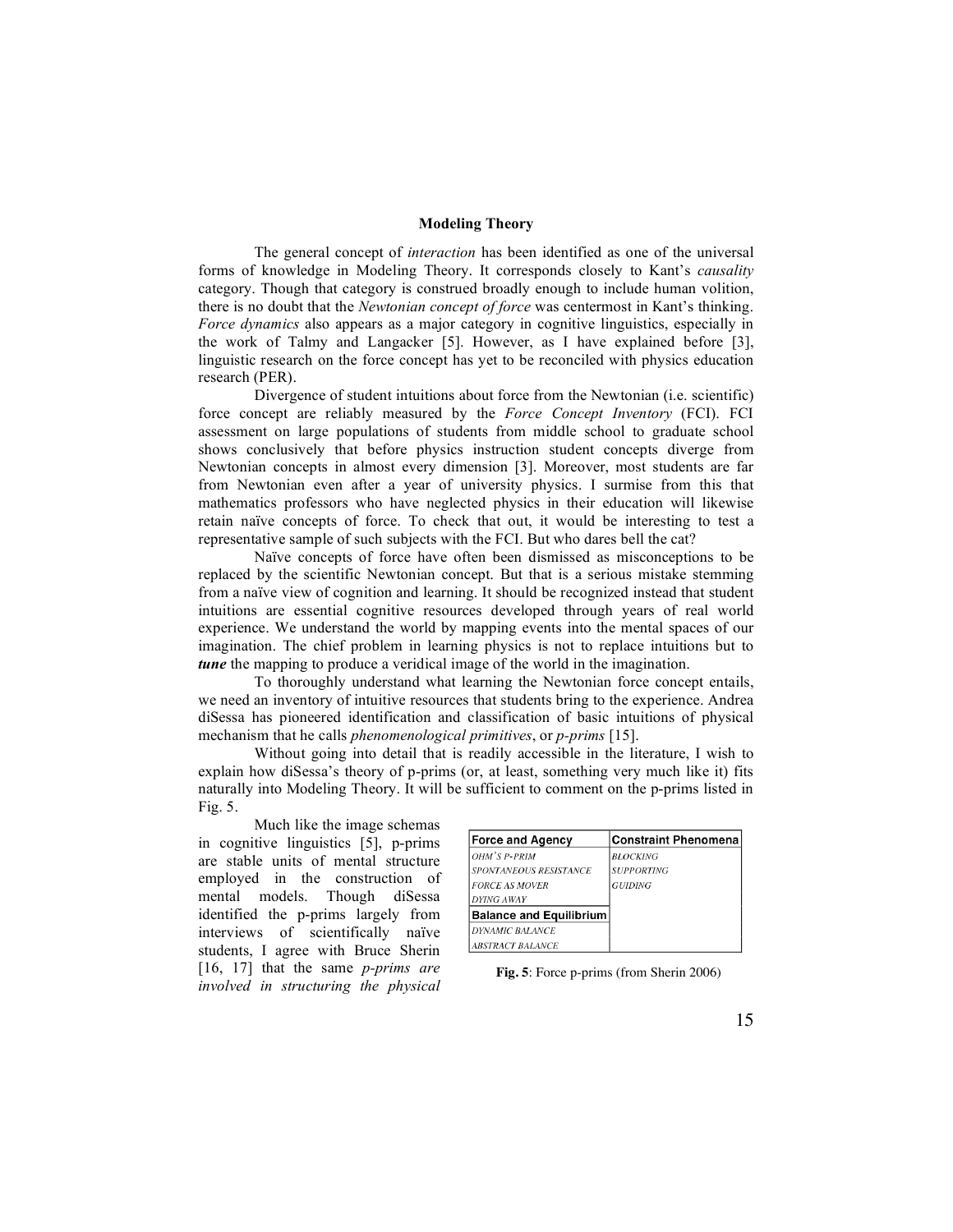## Modeling Theory

The general concept of *interaction* has been identified as one of the universal forms of knowledge in Modeling Theory. It corresponds closely to Kant's *causality* category. Though that category is construed broadly enough to include human volition, there is no doubt that the *Newtonian concept of force* was centermost in Kant's thinking. *Force dynamics* also appears as a major category in cognitive linguistics, especially in the work of Talmy and Langacker [5]. However, as I have explained before [3], linguistic research on the force concept has yet to be reconciled with physics education research (PER).

Divergence of student intuitions about force from the Newtonian (i.e. scientific) force concept are reliably measured by the *Force Concept Inventory* (FCI). FCI assessment on large populations of students from middle school to graduate school shows conclusively that before physics instruction student concepts diverge from Newtonian concepts in almost every dimension [3]. Moreover, most students are far from Newtonian even after a year of university physics. I surmise from this that mathematics professors who have neglected physics in their education will likewise retain naïve concepts of force. To check that out, it would be interesting to test a representative sample of such subjects with the FCI. But who dares bell the cat?

Naïve concepts of force have often been dismissed as misconceptions to be replaced by the scientific Newtonian concept. But that is a serious mistake stemming from a naïve view of cognition and learning. It should be recognized instead that student intuitions are essential cognitive resources developed through years of real world experience. We understand the world by mapping events into the mental spaces of our imagination. The chief problem in learning physics is not to replace intuitions but to ***tune*** the mapping to produce a veridical image of the world in the imagination.

To thoroughly understand what learning the Newtonian force concept entails, we need an inventory of intuitive resources that students bring to the experience. Andrea diSessa has pioneered identification and classification of basic intuitions of physical mechanism that he calls *phenomenological primitives*, or *p-prims* [15].

Without going into detail that is readily accessible in the literature, I wish to explain how diSessa's theory of p-prims (or, at least, something very much like it) fits naturally into Modeling Theory. It will be sufficient to comment on the p-prims listed in Fig. 5.

Much like the image schemas in cognitive linguistics [5], p-prims are stable units of mental structure employed in the construction of mental models. Though diSessa identified the p-prims largely from interviews of scientifically naïve students, I agree with Bruce Sherin [16, 17] that the same *p-prims are involved in structuring the physical*

| Force and Agency | Constraint Phenomena |
|---|---|
| OHM'S P-PRIM | BLOCKING |
| SPONTANEOUS RESISTANCE | SUPPORTING |
| FORCE AS MOVER | GUIDING |
| DYING AWAY | |
| **Balance and Equilibrium** | |
| DYNAMIC BALANCE | |
| ABSTRACT BALANCE | |

**Fig. 5**: Force p-prims (from Sherin 2006)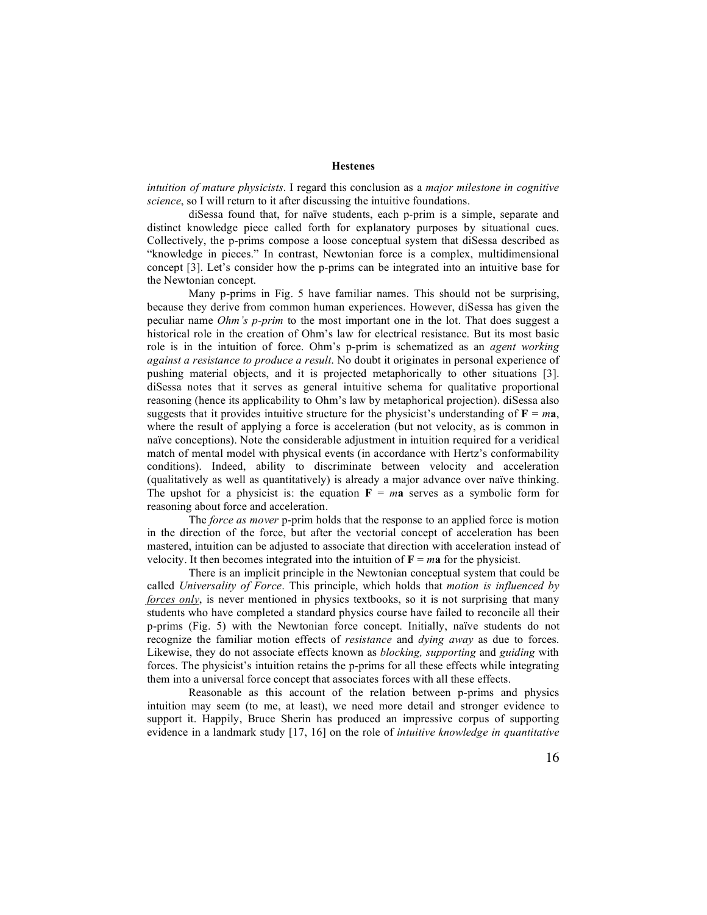*intuition of mature physicists*. I regard this conclusion as a *major milestone in cognitive science*, so I will return to it after discussing the intuitive foundations.

diSessa found that, for naïve students, each p-prim is a simple, separate and distinct knowledge piece called forth for explanatory purposes by situational cues. Collectively, the p-prims compose a loose conceptual system that diSessa described as "knowledge in pieces." In contrast, Newtonian force is a complex, multidimensional concept [3]. Let's consider how the p-prims can be integrated into an intuitive base for the Newtonian concept.

Many p-prims in Fig. 5 have familiar names. This should not be surprising, because they derive from common human experiences. However, diSessa has given the peculiar name *Ohm's p-prim* to the most important one in the lot. That does suggest a historical role in the creation of Ohm's law for electrical resistance. But its most basic role is in the intuition of force. Ohm's p-prim is schematized as an *agent working against a resistance to produce a result*. No doubt it originates in personal experience of pushing material objects, and it is projected metaphorically to other situations [3]. diSessa notes that it serves as general intuitive schema for qualitative proportional reasoning (hence its applicability to Ohm's law by metaphorical projection). diSessa also suggests that it provides intuitive structure for the physicist's understanding of $\mathbf{F} = m\mathbf{a}$, where the result of applying a force is acceleration (but not velocity, as is common in naïve conceptions). Note the considerable adjustment in intuition required for a veridical match of mental model with physical events (in accordance with Hertz's conformability conditions). Indeed, ability to discriminate between velocity and acceleration (qualitatively as well as quantitatively) is already a major advance over naïve thinking. The upshot for a physicist is: the equation $\mathbf{F} = m\mathbf{a}$ serves as a symbolic form for reasoning about force and acceleration.

The *force as mover* p-prim holds that the response to an applied force is motion in the direction of the force, but after the vectorial concept of acceleration has been mastered, intuition can be adjusted to associate that direction with acceleration instead of velocity. It then becomes integrated into the intuition of $\mathbf{F} = m\mathbf{a}$ for the physicist.

There is an implicit principle in the Newtonian conceptual system that could be called *Universality of Force*. This principle, which holds that *motion is influenced by forces only*, is never mentioned in physics textbooks, so it is not surprising that many students who have completed a standard physics course have failed to reconcile all their p-prims (Fig. 5) with the Newtonian force concept. Initially, naïve students do not recognize the familiar motion effects of *resistance* and *dying away* as due to forces. Likewise, they do not associate effects known as *blocking, supporting* and *guiding* with forces. The physicist's intuition retains the p-prims for all these effects while integrating them into a universal force concept that associates forces with all these effects.

Reasonable as this account of the relation between p-prims and physics intuition may seem (to me, at least), we need more detail and stronger evidence to support it. Happily, Bruce Sherin has produced an impressive corpus of supporting evidence in a landmark study [17, 16] on the role of *intuitive knowledge in quantitative*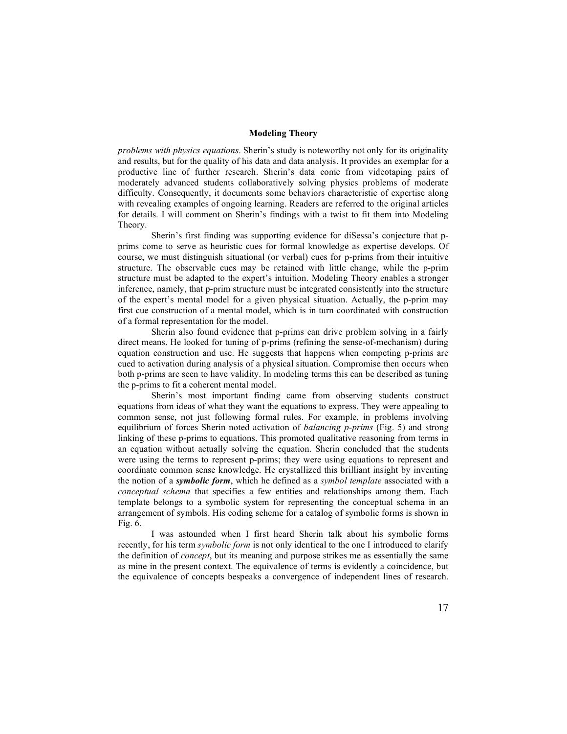*problems with physics equations*. Sherin's study is noteworthy not only for its originality and results, but for the quality of his data and data analysis. It provides an exemplar for a productive line of further research. Sherin's data come from videotaping pairs of moderately advanced students collaboratively solving physics problems of moderate difficulty. Consequently, it documents some behaviors characteristic of expertise along with revealing examples of ongoing learning. Readers are referred to the original articles for details. I will comment on Sherin's findings with a twist to fit them into Modeling Theory.

Sherin's first finding was supporting evidence for diSessa's conjecture that p-prims come to serve as heuristic cues for formal knowledge as expertise develops. Of course, we must distinguish situational (or verbal) cues for p-prims from their intuitive structure. The observable cues may be retained with little change, while the p-prim structure must be adapted to the expert's intuition. Modeling Theory enables a stronger inference, namely, that p-prim structure must be integrated consistently into the structure of the expert's mental model for a given physical situation. Actually, the p-prim may first cue construction of a mental model, which is in turn coordinated with construction of a formal representation for the model.

Sherin also found evidence that p-prims can drive problem solving in a fairly direct means. He looked for tuning of p-prims (refining the sense-of-mechanism) during equation construction and use. He suggests that happens when competing p-prims are cued to activation during analysis of a physical situation. Compromise then occurs when both p-prims are seen to have validity. In modeling terms this can be described as tuning the p-prims to fit a coherent mental model.

Sherin's most important finding came from observing students construct equations from ideas of what they want the equations to express. They were appealing to common sense, not just following formal rules. For example, in problems involving equilibrium of forces Sherin noted activation of *balancing p-prims* (Fig. 5) and strong linking of these p-prims to equations. This promoted qualitative reasoning from terms in an equation without actually solving the equation. Sherin concluded that the students were using the terms to represent p-prims; they were using equations to represent and coordinate common sense knowledge. He crystallized this brilliant insight by inventing the notion of a ***symbolic form***, which he defined as a *symbol template* associated with a *conceptual schema* that specifies a few entities and relationships among them. Each template belongs to a symbolic system for representing the conceptual schema in an arrangement of symbols. His coding scheme for a catalog of symbolic forms is shown in Fig. 6.

I was astounded when I first heard Sherin talk about his symbolic forms recently, for his term *symbolic form* is not only identical to the one I introduced to clarify the definition of *concept*, but its meaning and purpose strikes me as essentially the same as mine in the present context. The equivalence of terms is evidently a coincidence, but the equivalence of concepts bespeaks a convergence of independent lines of research.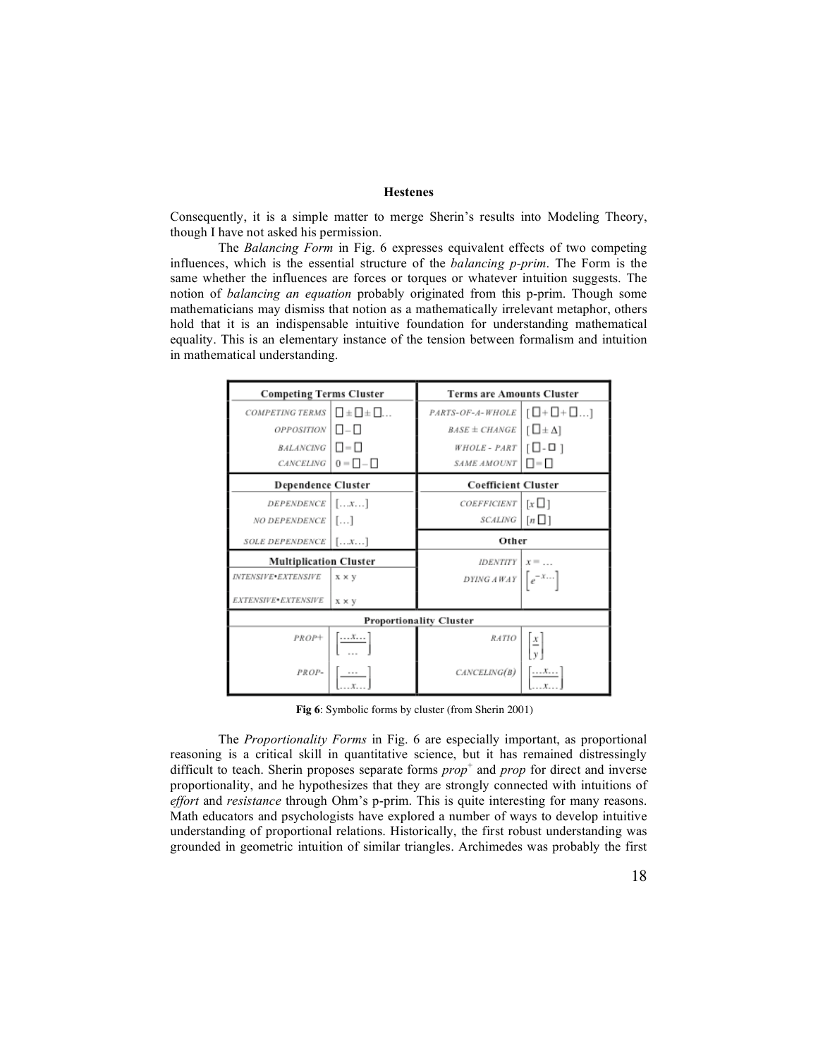Consequently, it is a simple matter to merge Sherin's results into Modeling Theory, though I have not asked his permission.

The *Balancing Form* in Fig. 6 expresses equivalent effects of two competing influences, which is the essential structure of the *balancing p-prim*. The Form is the same whether the influences are forces or torques or whatever intuition suggests. The notion of *balancing an equation* probably originated from this p-prim. Though some mathematicians may dismiss that notion as a mathematically irrelevant metaphor, others hold that it is an indispensable intuitive foundation for understanding mathematical equality. This is an elementary instance of the tension between formalism and intuition in mathematical understanding.

| **Competing Terms Cluster** | | **Terms are Amounts Cluster** | |
|---|---|---|---|
| *COMPETING TERMS* | $\square \pm \square \pm \square \ldots$ | *PARTS-OF-A-WHOLE* | $[\square + \square + \square \ldots]$ |
| *OPPOSITION* | $\square - \square$ | *BASE ± CHANGE* | $[\square \pm \Delta]$ |
| *BALANCING* | $\square = \square$ | *WHOLE - PART* | $[\square - \square]$ |
| *CANCELING* | $0 = \square - \square$ | *SAME AMOUNT* | $\square = \square$ |
| **Dependence Cluster** | | **Coefficient Cluster** | |
| *DEPENDENCE* | $[\ldots x \ldots]$ | *COEFFICIENT* | $[x\square]$ |
| *NO DEPENDENCE* | $[\ldots]$ | *SCALING* | $[n\square]$ |
| *SOLE DEPENDENCE* | $[\ldots x \ldots]$ | **Other** | |
| **Multiplication Cluster** | | *IDENTITY* | $x = \ldots$ |
| *INTENSIVE•EXTENSIVE* | x × y | *DYING AWAY* | $\left[e^{-x \ldots}\right]$ |
| *EXTENSIVE•EXTENSIVE* | x × y | | |
| **Proportionality Cluster** | | | |
| *PROP+* | $\left[\frac{\ldots x \ldots}{\ldots}\right]$ | *RATIO* | $\left[\frac{x}{y}\right]$ |
| *PROP-* | $\left[\frac{\ldots}{\ldots x \ldots}\right]$ | *CANCELING(B)* | $\left[\frac{\ldots x \ldots}{\ldots x \ldots}\right]$ |

**Fig 6**: Symbolic forms by cluster (from Sherin 2001)

The *Proportionality Forms* in Fig. 6 are especially important, as proportional reasoning is a critical skill in quantitative science, but it has remained distressingly difficult to teach. Sherin proposes separate forms *prop*[+] and *prop* for direct and inverse proportionality, and he hypothesizes that they are strongly connected with intuitions of *effort* and *resistance* through Ohm's p-prim. This is quite interesting for many reasons. Math educators and psychologists have explored a number of ways to develop intuitive understanding of proportional relations. Historically, the first robust understanding was grounded in geometric intuition of similar triangles. Archimedes was probably the first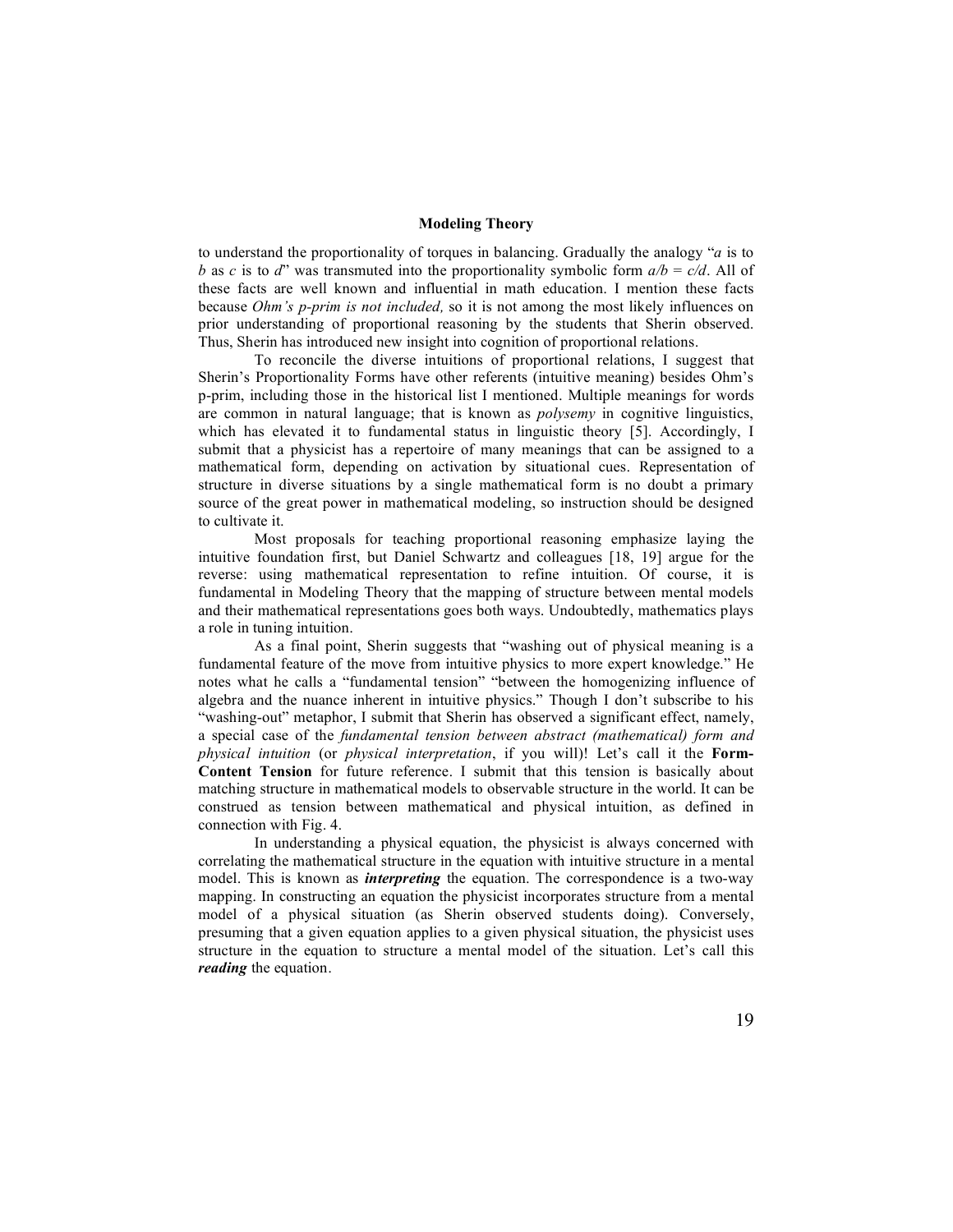to understand the proportionality of torques in balancing. Gradually the analogy "*a* is to *b* as *c* is to *d*" was transmuted into the proportionality symbolic form $a/b = c/d$. All of these facts are well known and influential in math education. I mention these facts because *Ohm's p-prim is not included,* so it is not among the most likely influences on prior understanding of proportional reasoning by the students that Sherin observed. Thus, Sherin has introduced new insight into cognition of proportional relations.

To reconcile the diverse intuitions of proportional relations, I suggest that Sherin's Proportionality Forms have other referents (intuitive meaning) besides Ohm's p-prim, including those in the historical list I mentioned. Multiple meanings for words are common in natural language; that is known as *polysemy* in cognitive linguistics, which has elevated it to fundamental status in linguistic theory [5]. Accordingly, I submit that a physicist has a repertoire of many meanings that can be assigned to a mathematical form, depending on activation by situational cues. Representation of structure in diverse situations by a single mathematical form is no doubt a primary source of the great power in mathematical modeling, so instruction should be designed to cultivate it.

Most proposals for teaching proportional reasoning emphasize laying the intuitive foundation first, but Daniel Schwartz and colleagues [18, 19] argue for the reverse: using mathematical representation to refine intuition. Of course, it is fundamental in Modeling Theory that the mapping of structure between mental models and their mathematical representations goes both ways. Undoubtedly, mathematics plays a role in tuning intuition.

As a final point, Sherin suggests that "washing out of physical meaning is a fundamental feature of the move from intuitive physics to more expert knowledge." He notes what he calls a "fundamental tension" "between the homogenizing influence of algebra and the nuance inherent in intuitive physics." Though I don't subscribe to his "washing-out" metaphor, I submit that Sherin has observed a significant effect, namely, a special case of the *fundamental tension between abstract (mathematical) form and physical intuition* (or *physical interpretation*, if you will)! Let's call it the **Form-Content Tension** for future reference. I submit that this tension is basically about matching structure in mathematical models to observable structure in the world. It can be construed as tension between mathematical and physical intuition, as defined in connection with Fig. 4.

In understanding a physical equation, the physicist is always concerned with correlating the mathematical structure in the equation with intuitive structure in a mental model. This is known as ***interpreting*** the equation. The correspondence is a two-way mapping. In constructing an equation the physicist incorporates structure from a mental model of a physical situation (as Sherin observed students doing). Conversely, presuming that a given equation applies to a given physical situation, the physicist uses structure in the equation to structure a mental model of the situation. Let's call this ***reading*** the equation.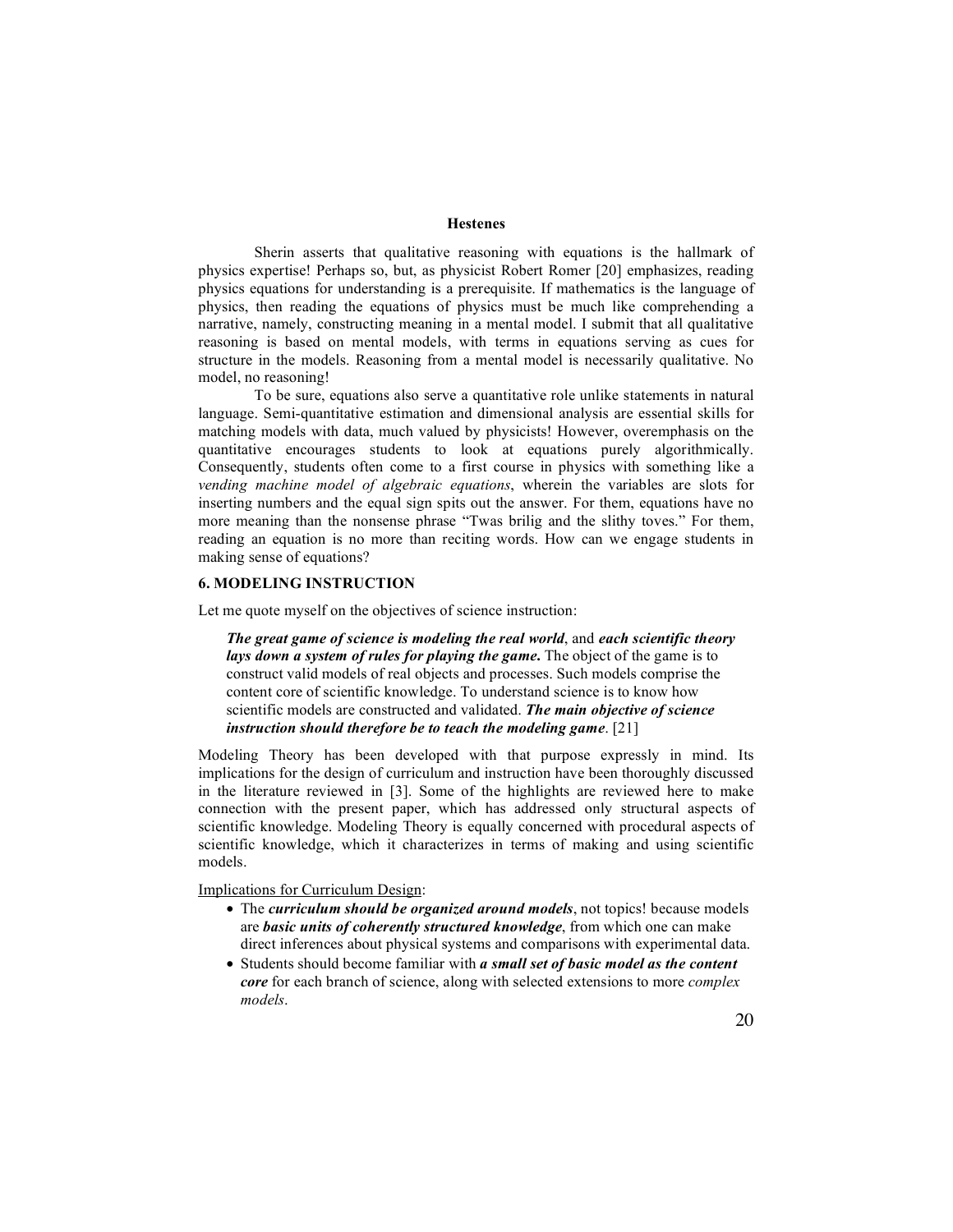Sherin asserts that qualitative reasoning with equations is the hallmark of physics expertise! Perhaps so, but, as physicist Robert Romer [20] emphasizes, reading physics equations for understanding is a prerequisite. If mathematics is the language of physics, then reading the equations of physics must be much like comprehending a narrative, namely, constructing meaning in a mental model. I submit that all qualitative reasoning is based on mental models, with terms in equations serving as cues for structure in the models. Reasoning from a mental model is necessarily qualitative. No model, no reasoning!

To be sure, equations also serve a quantitative role unlike statements in natural language. Semi-quantitative estimation and dimensional analysis are essential skills for matching models with data, much valued by physicists! However, overemphasis on the quantitative encourages students to look at equations purely algorithmically. Consequently, students often come to a first course in physics with something like a *vending machine model of algebraic equations*, wherein the variables are slots for inserting numbers and the equal sign spits out the answer. For them, equations have no more meaning than the nonsense phrase "Twas brilig and the slithy toves." For them, reading an equation is no more than reciting words. How can we engage students in making sense of equations?

## 6. MODELING INSTRUCTION

Let me quote myself on the objectives of science instruction:

> ***The great game of science is modeling the real world***, and ***each scientific theory lays down a system of rules for playing the game.*** The object of the game is to construct valid models of real objects and processes. Such models comprise the content core of scientific knowledge. To understand science is to know how scientific models are constructed and validated. ***The main objective of science instruction should therefore be to teach the modeling game***. [21]

Modeling Theory has been developed with that purpose expressly in mind. Its implications for the design of curriculum and instruction have been thoroughly discussed in the literature reviewed in [3]. Some of the highlights are reviewed here to make connection with the present paper, which has addressed only structural aspects of scientific knowledge. Modeling Theory is equally concerned with procedural aspects of scientific knowledge, which it characterizes in terms of making and using scientific models.

<u>Implications for Curriculum Design</u>:

- The ***curriculum should be organized around models***, not topics! because models are ***basic units of coherently structured knowledge***, from which one can make direct inferences about physical systems and comparisons with experimental data.
- Students should become familiar with ***a small set of basic model as the content core*** for each branch of science, along with selected extensions to more *complex models*.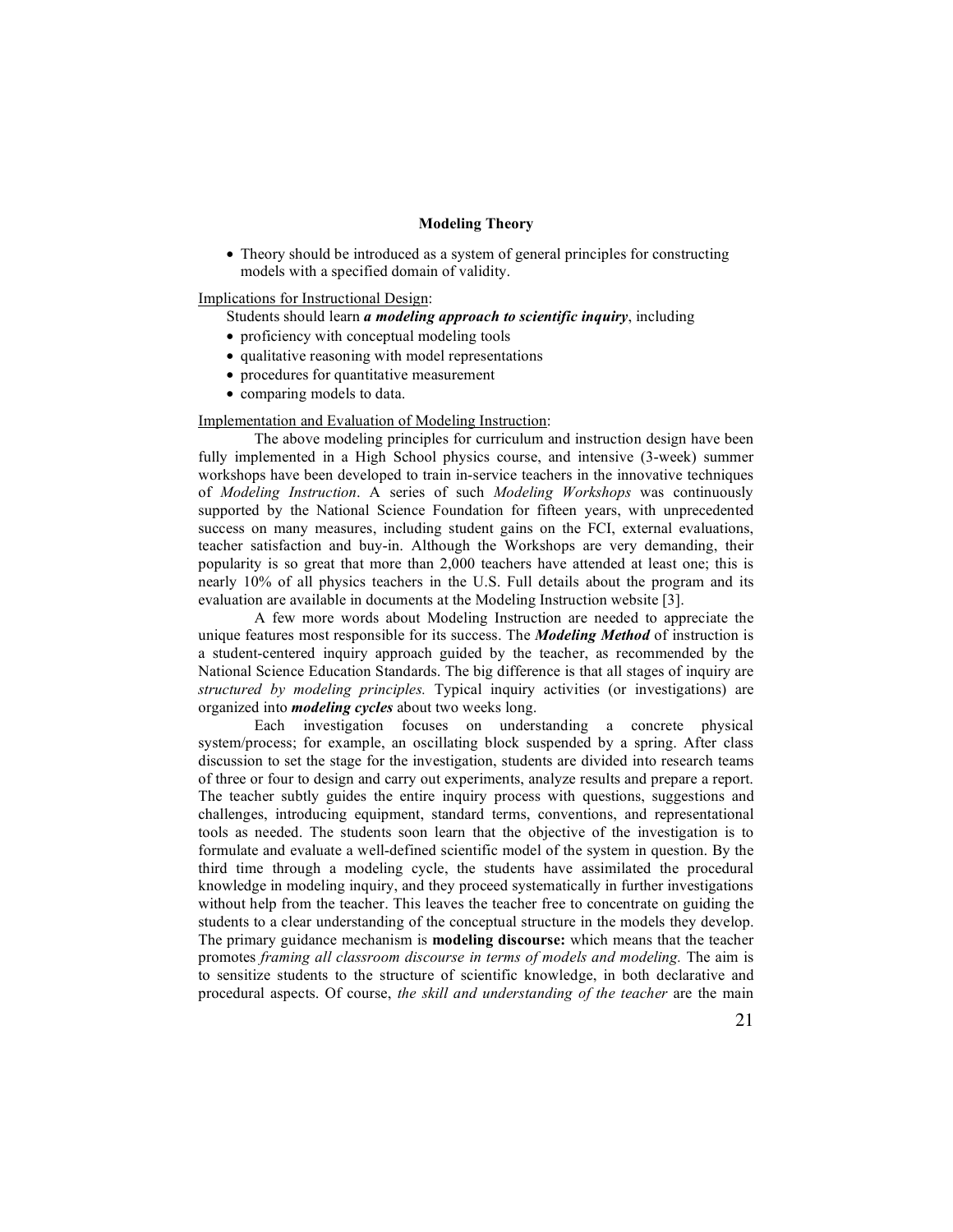**Modeling Theory**

- Theory should be introduced as a system of general principles for constructing models with a specified domain of validity.

Implications for Instructional Design:

Students should learn ***a modeling approach to scientific inquiry***, including

- proficiency with conceptual modeling tools
- qualitative reasoning with model representations
- procedures for quantitative measurement
- comparing models to data.

Implementation and Evaluation of Modeling Instruction:

The above modeling principles for curriculum and instruction design have been fully implemented in a High School physics course, and intensive (3-week) summer workshops have been developed to train in-service teachers in the innovative techniques of *Modeling Instruction*. A series of such *Modeling Workshops* was continuously supported by the National Science Foundation for fifteen years, with unprecedented success on many measures, including student gains on the FCI, external evaluations, teacher satisfaction and buy-in. Although the Workshops are very demanding, their popularity is so great that more than 2,000 teachers have attended at least one; this is nearly 10% of all physics teachers in the U.S. Full details about the program and its evaluation are available in documents at the Modeling Instruction website [3].

A few more words about Modeling Instruction are needed to appreciate the unique features most responsible for its success. The ***Modeling Method*** of instruction is a student-centered inquiry approach guided by the teacher, as recommended by the National Science Education Standards. The big difference is that all stages of inquiry are *structured by modeling principles.* Typical inquiry activities (or investigations) are organized into ***modeling cycles*** about two weeks long.

Each investigation focuses on understanding a concrete physical system/process; for example, an oscillating block suspended by a spring. After class discussion to set the stage for the investigation, students are divided into research teams of three or four to design and carry out experiments, analyze results and prepare a report. The teacher subtly guides the entire inquiry process with questions, suggestions and challenges, introducing equipment, standard terms, conventions, and representational tools as needed. The students soon learn that the objective of the investigation is to formulate and evaluate a well-defined scientific model of the system in question. By the third time through a modeling cycle, the students have assimilated the procedural knowledge in modeling inquiry, and they proceed systematically in further investigations without help from the teacher. This leaves the teacher free to concentrate on guiding the students to a clear understanding of the conceptual structure in the models they develop. The primary guidance mechanism is **modeling discourse:** which means that the teacher promotes *framing all classroom discourse in terms of models and modeling.* The aim is to sensitize students to the structure of scientific knowledge, in both declarative and procedural aspects. Of course, *the skill and understanding of the teacher* are the main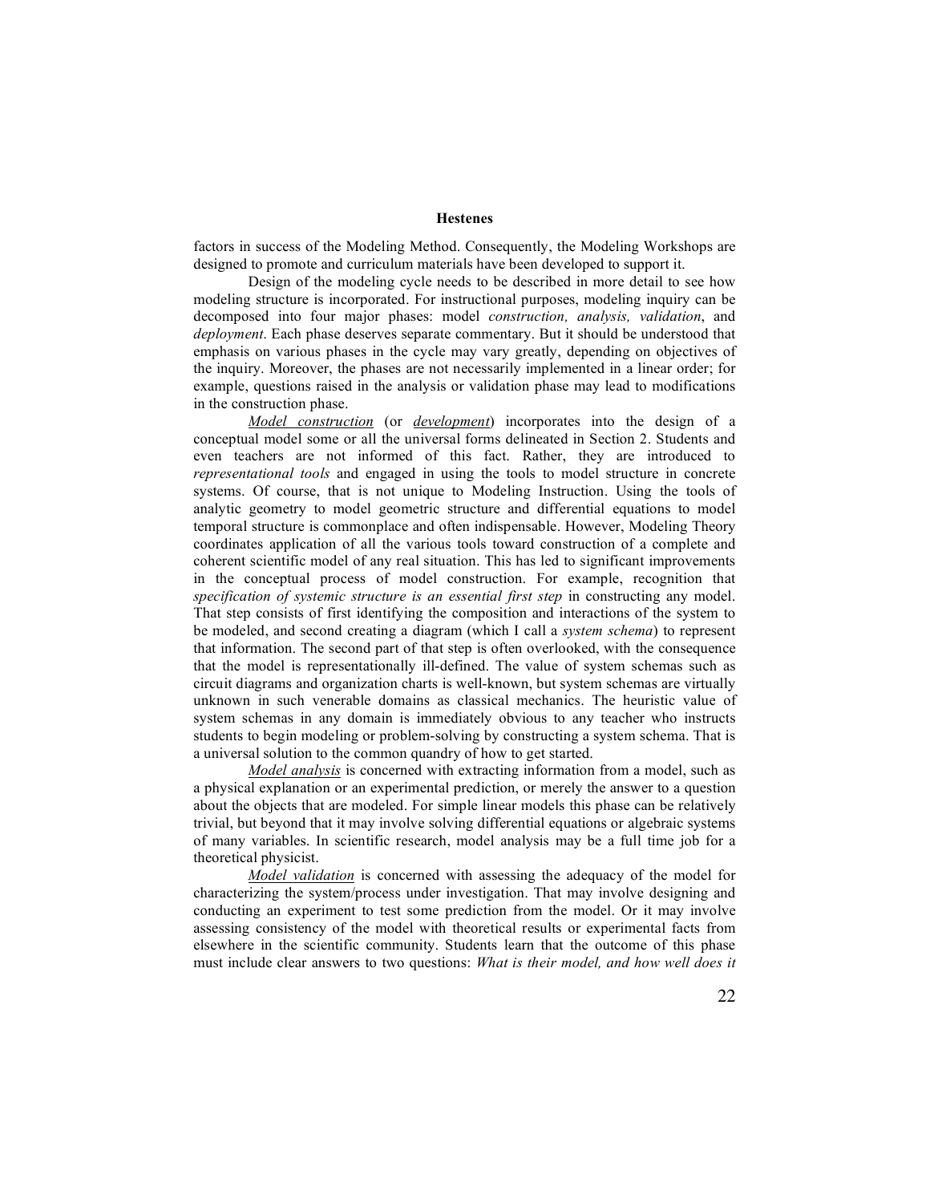factors in success of the Modeling Method. Consequently, the Modeling Workshops are designed to promote and curriculum materials have been developed to support it.

Design of the modeling cycle needs to be described in more detail to see how modeling structure is incorporated. For instructional purposes, modeling inquiry can be decomposed into four major phases: model *construction, analysis, validation*, and *deployment*. Each phase deserves separate commentary. But it should be understood that emphasis on various phases in the cycle may vary greatly, depending on objectives of the inquiry. Moreover, the phases are not necessarily implemented in a linear order; for example, questions raised in the analysis or validation phase may lead to modifications in the construction phase.

*Model construction* (or *development*) incorporates into the design of a conceptual model some or all the universal forms delineated in Section 2. Students and even teachers are not informed of this fact. Rather, they are introduced to *representational tools* and engaged in using the tools to model structure in concrete systems. Of course, that is not unique to Modeling Instruction. Using the tools of analytic geometry to model geometric structure and differential equations to model temporal structure is commonplace and often indispensable. However, Modeling Theory coordinates application of all the various tools toward construction of a complete and coherent scientific model of any real situation. This has led to significant improvements in the conceptual process of model construction. For example, recognition that *specification of systemic structure is an essential first step* in constructing any model. That step consists of first identifying the composition and interactions of the system to be modeled, and second creating a diagram (which I call a *system schema*) to represent that information. The second part of that step is often overlooked, with the consequence that the model is representationally ill-defined. The value of system schemas such as circuit diagrams and organization charts is well-known, but system schemas are virtually unknown in such venerable domains as classical mechanics. The heuristic value of system schemas in any domain is immediately obvious to any teacher who instructs students to begin modeling or problem-solving by constructing a system schema. That is a universal solution to the common quandry of how to get started.

*Model analysis* is concerned with extracting information from a model, such as a physical explanation or an experimental prediction, or merely the answer to a question about the objects that are modeled. For simple linear models this phase can be relatively trivial, but beyond that it may involve solving differential equations or algebraic systems of many variables. In scientific research, model analysis may be a full time job for a theoretical physicist.

*Model validation* is concerned with assessing the adequacy of the model for characterizing the system/process under investigation. That may involve designing and conducting an experiment to test some prediction from the model. Or it may involve assessing consistency of the model with theoretical results or experimental facts from elsewhere in the scientific community. Students learn that the outcome of this phase must include clear answers to two questions: *What is their model, and how well does it*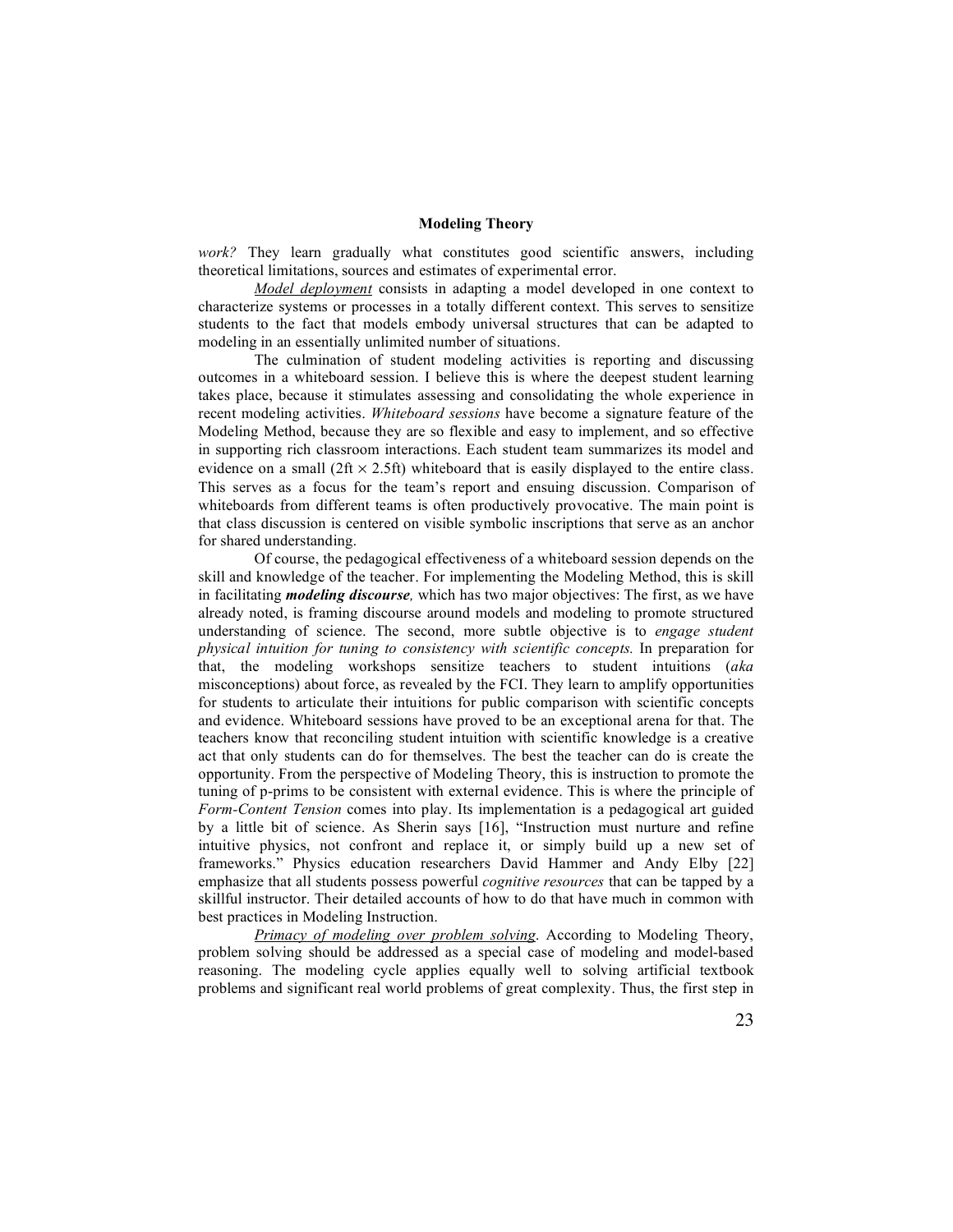*work?* They learn gradually what constitutes good scientific answers, including theoretical limitations, sources and estimates of experimental error.

<u>*Model deployment*</u> consists in adapting a model developed in one context to characterize systems or processes in a totally different context. This serves to sensitize students to the fact that models embody universal structures that can be adapted to modeling in an essentially unlimited number of situations.

The culmination of student modeling activities is reporting and discussing outcomes in a whiteboard session. I believe this is where the deepest student learning takes place, because it stimulates assessing and consolidating the whole experience in recent modeling activities. *Whiteboard sessions* have become a signature feature of the Modeling Method, because they are so flexible and easy to implement, and so effective in supporting rich classroom interactions. Each student team summarizes its model and evidence on a small (2ft × 2.5ft) whiteboard that is easily displayed to the entire class. This serves as a focus for the team's report and ensuing discussion. Comparison of whiteboards from different teams is often productively provocative. The main point is that class discussion is centered on visible symbolic inscriptions that serve as an anchor for shared understanding.

Of course, the pedagogical effectiveness of a whiteboard session depends on the skill and knowledge of the teacher. For implementing the Modeling Method, this is skill in facilitating ***modeling discourse,*** which has two major objectives: The first, as we have already noted, is framing discourse around models and modeling to promote structured understanding of science. The second, more subtle objective is to *engage student physical intuition for tuning to consistency with scientific concepts.* In preparation for that, the modeling workshops sensitize teachers to student intuitions (*aka* misconceptions) about force, as revealed by the FCI. They learn to amplify opportunities for students to articulate their intuitions for public comparison with scientific concepts and evidence. Whiteboard sessions have proved to be an exceptional arena for that. The teachers know that reconciling student intuition with scientific knowledge is a creative act that only students can do for themselves. The best the teacher can do is create the opportunity. From the perspective of Modeling Theory, this is instruction to promote the tuning of p-prims to be consistent with external evidence. This is where the principle of *Form-Content Tension* comes into play. Its implementation is a pedagogical art guided by a little bit of science. As Sherin says [16], "Instruction must nurture and refine intuitive physics, not confront and replace it, or simply build up a new set of frameworks." Physics education researchers David Hammer and Andy Elby [22] emphasize that all students possess powerful *cognitive resources* that can be tapped by a skillful instructor. Their detailed accounts of how to do that have much in common with best practices in Modeling Instruction.

<u>*Primacy of modeling over problem solving*</u>. According to Modeling Theory, problem solving should be addressed as a special case of modeling and model-based reasoning. The modeling cycle applies equally well to solving artificial textbook problems and significant real world problems of great complexity. Thus, the first step in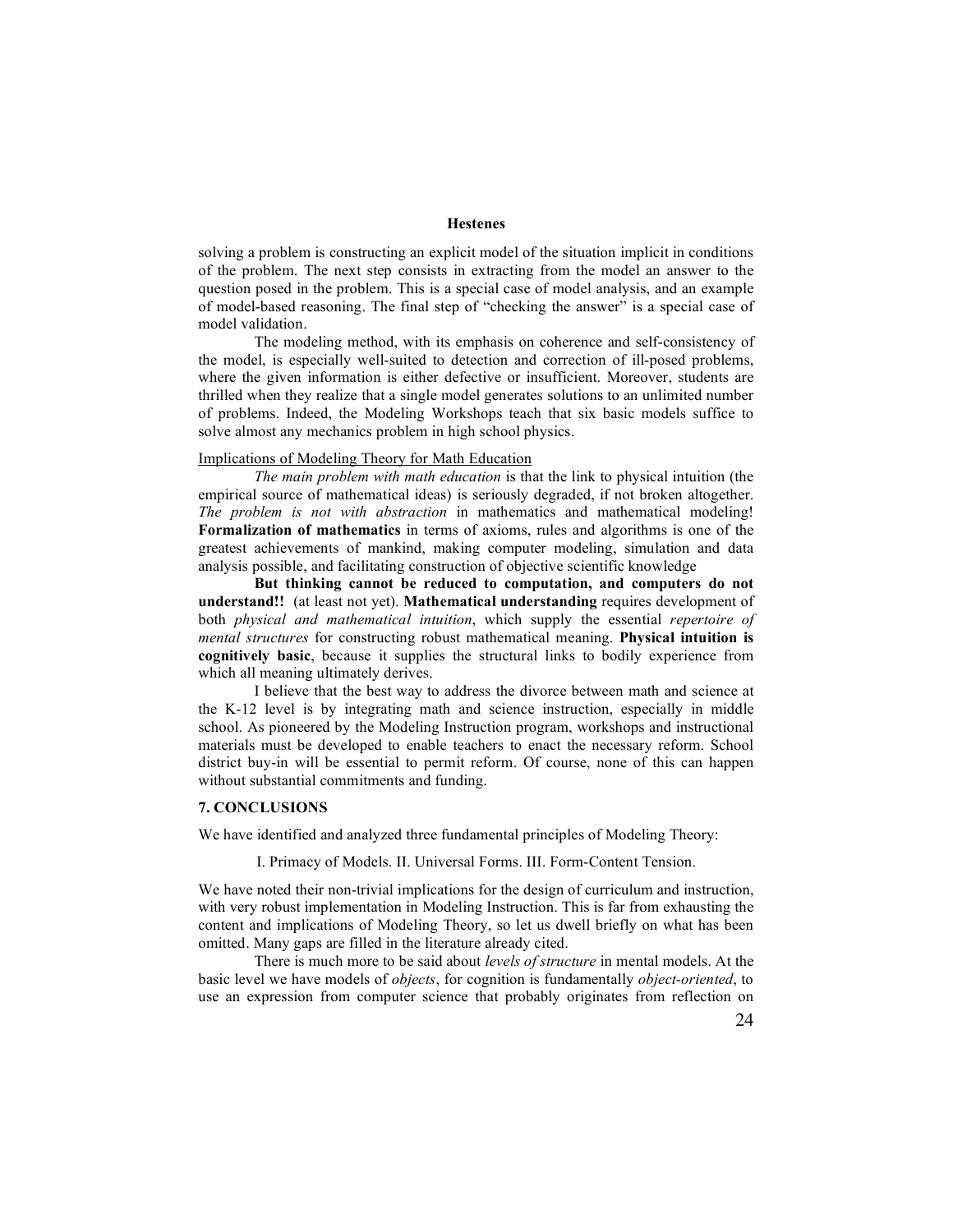solving a problem is constructing an explicit model of the situation implicit in conditions of the problem. The next step consists in extracting from the model an answer to the question posed in the problem. This is a special case of model analysis, and an example of model-based reasoning. The final step of "checking the answer" is a special case of model validation.

The modeling method, with its emphasis on coherence and self-consistency of the model, is especially well-suited to detection and correction of ill-posed problems, where the given information is either defective or insufficient. Moreover, students are thrilled when they realize that a single model generates solutions to an unlimited number of problems. Indeed, the Modeling Workshops teach that six basic models suffice to solve almost any mechanics problem in high school physics.

<u>Implications of Modeling Theory for Math Education</u>

*The main problem with math education* is that the link to physical intuition (the empirical source of mathematical ideas) is seriously degraded, if not broken altogether. *The problem is not with abstraction* in mathematics and mathematical modeling! **Formalization of mathematics** in terms of axioms, rules and algorithms is one of the greatest achievements of mankind, making computer modeling, simulation and data analysis possible, and facilitating construction of objective scientific knowledge

**But thinking cannot be reduced to computation, and computers do not understand!!** (at least not yet). **Mathematical understanding** requires development of both *physical and mathematical intuition*, which supply the essential *repertoire of mental structures* for constructing robust mathematical meaning. **Physical intuition is cognitively basic**, because it supplies the structural links to bodily experience from which all meaning ultimately derives.

I believe that the best way to address the divorce between math and science at the K-12 level is by integrating math and science instruction, especially in middle school. As pioneered by the Modeling Instruction program, workshops and instructional materials must be developed to enable teachers to enact the necessary reform. School district buy-in will be essential to permit reform. Of course, none of this can happen without substantial commitments and funding.

## 7. CONCLUSIONS

We have identified and analyzed three fundamental principles of Modeling Theory:

I. Primacy of Models. II. Universal Forms. III. Form-Content Tension.

We have noted their non-trivial implications for the design of curriculum and instruction, with very robust implementation in Modeling Instruction. This is far from exhausting the content and implications of Modeling Theory, so let us dwell briefly on what has been omitted. Many gaps are filled in the literature already cited.

There is much more to be said about *levels of structure* in mental models. At the basic level we have models of *objects*, for cognition is fundamentally *object-oriented*, to use an expression from computer science that probably originates from reflection on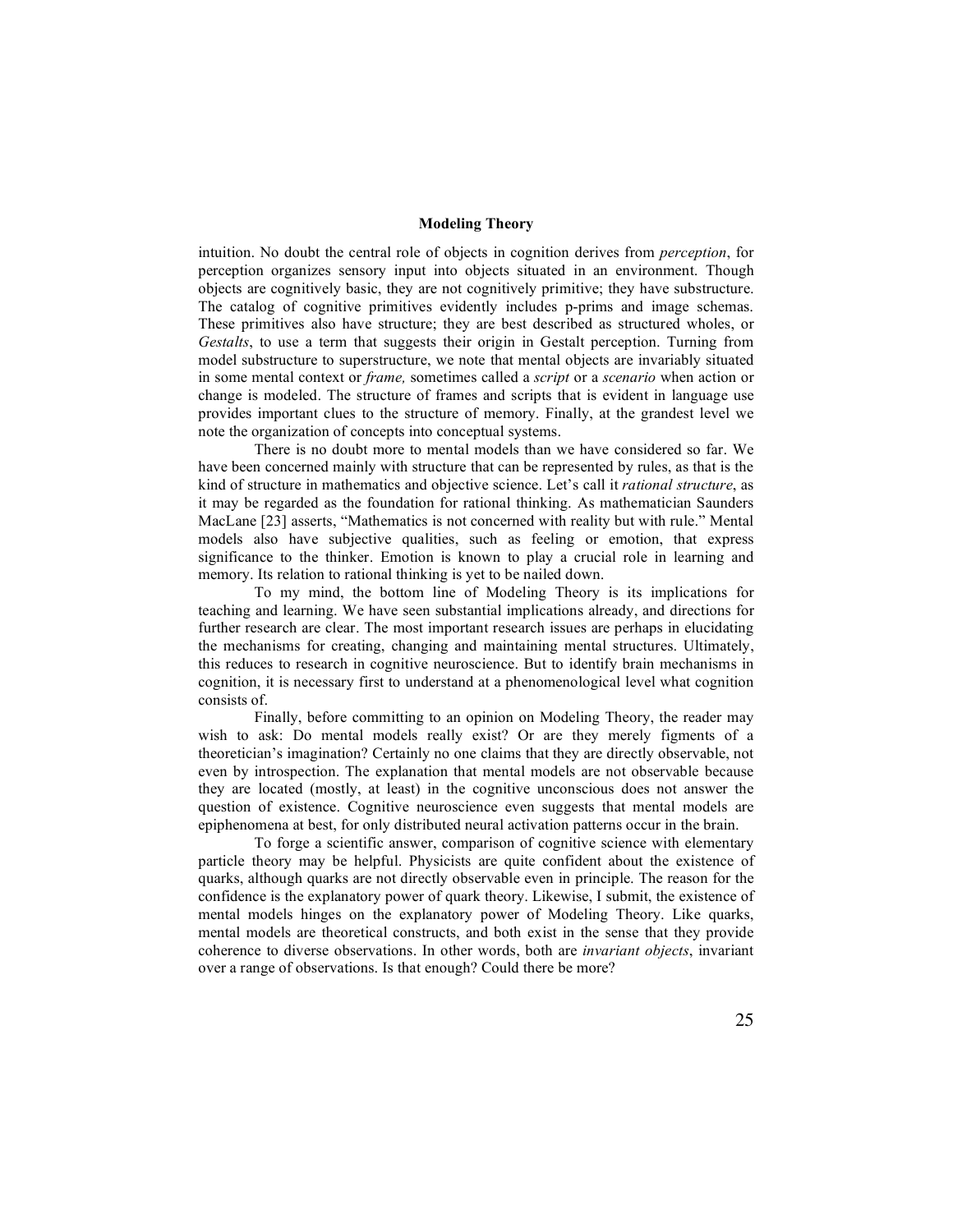intuition. No doubt the central role of objects in cognition derives from *perception*, for perception organizes sensory input into objects situated in an environment. Though objects are cognitively basic, they are not cognitively primitive; they have substructure. The catalog of cognitive primitives evidently includes p-prims and image schemas. These primitives also have structure; they are best described as structured wholes, or *Gestalts*, to use a term that suggests their origin in Gestalt perception. Turning from model substructure to superstructure, we note that mental objects are invariably situated in some mental context or *frame,* sometimes called a *script* or a *scenario* when action or change is modeled. The structure of frames and scripts that is evident in language use provides important clues to the structure of memory. Finally, at the grandest level we note the organization of concepts into conceptual systems.

There is no doubt more to mental models than we have considered so far. We have been concerned mainly with structure that can be represented by rules, as that is the kind of structure in mathematics and objective science. Let's call it *rational structure*, as it may be regarded as the foundation for rational thinking. As mathematician Saunders MacLane [23] asserts, "Mathematics is not concerned with reality but with rule." Mental models also have subjective qualities, such as feeling or emotion, that express significance to the thinker. Emotion is known to play a crucial role in learning and memory. Its relation to rational thinking is yet to be nailed down.

To my mind, the bottom line of Modeling Theory is its implications for teaching and learning. We have seen substantial implications already, and directions for further research are clear. The most important research issues are perhaps in elucidating the mechanisms for creating, changing and maintaining mental structures. Ultimately, this reduces to research in cognitive neuroscience. But to identify brain mechanisms in cognition, it is necessary first to understand at a phenomenological level what cognition consists of.

Finally, before committing to an opinion on Modeling Theory, the reader may wish to ask: Do mental models really exist? Or are they merely figments of a theoretician's imagination? Certainly no one claims that they are directly observable, not even by introspection. The explanation that mental models are not observable because they are located (mostly, at least) in the cognitive unconscious does not answer the question of existence. Cognitive neuroscience even suggests that mental models are epiphenomena at best, for only distributed neural activation patterns occur in the brain.

To forge a scientific answer, comparison of cognitive science with elementary particle theory may be helpful. Physicists are quite confident about the existence of quarks, although quarks are not directly observable even in principle. The reason for the confidence is the explanatory power of quark theory. Likewise, I submit, the existence of mental models hinges on the explanatory power of Modeling Theory. Like quarks, mental models are theoretical constructs, and both exist in the sense that they provide coherence to diverse observations. In other words, both are *invariant objects*, invariant over a range of observations. Is that enough? Could there be more?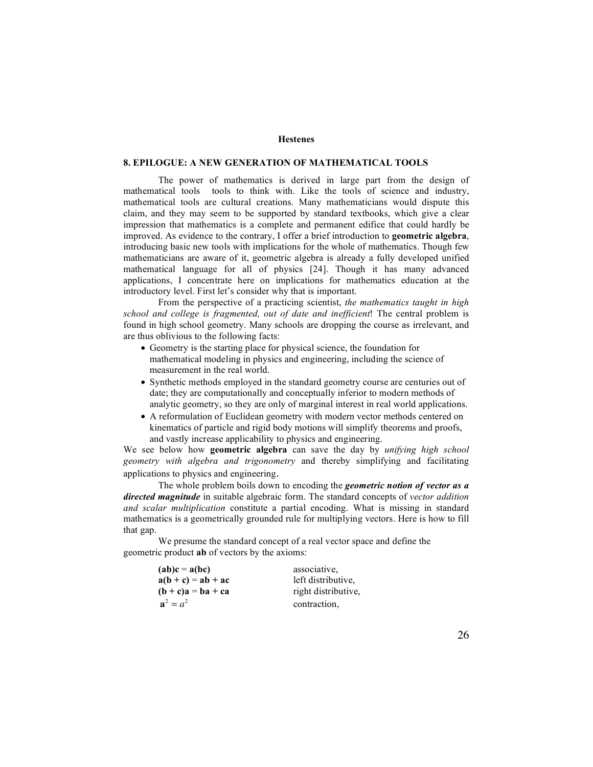## 8. EPILOGUE: A NEW GENERATION OF MATHEMATICAL TOOLS

The power of mathematics is derived in large part from the design of mathematical tools  tools to think with. Like the tools of science and industry, mathematical tools are cultural creations. Many mathematicians would dispute this claim, and they may seem to be supported by standard textbooks, which give a clear impression that mathematics is a complete and permanent edifice that could hardly be improved. As evidence to the contrary, I offer a brief introduction to **geometric algebra**, introducing basic new tools with implications for the whole of mathematics. Though few mathematicians are aware of it, geometric algebra is already a fully developed unified mathematical language for all of physics [24]. Though it has many advanced applications, I concentrate here on implications for mathematics education at the introductory level. First let's consider why that is important.

From the perspective of a practicing scientist, *the mathematics taught in high school and college is fragmented, out of date and inefficient*! The central problem is found in high school geometry. Many schools are dropping the course as irrelevant, and are thus oblivious to the following facts:

- Geometry is the starting place for physical science, the foundation for mathematical modeling in physics and engineering, including the science of measurement in the real world.
- Synthetic methods employed in the standard geometry course are centuries out of date; they are computationally and conceptually inferior to modern methods of analytic geometry, so they are only of marginal interest in real world applications.
- A reformulation of Euclidean geometry with modern vector methods centered on kinematics of particle and rigid body motions will simplify theorems and proofs, and vastly increase applicability to physics and engineering.

We see below how **geometric algebra** can save the day by *unifying high school geometry with algebra and trigonometry* and thereby simplifying and facilitating applications to physics and engineering.

The whole problem boils down to encoding the ***geometric notion of vector as a directed magnitude*** in suitable algebraic form. The standard concepts of *vector addition and scalar multiplication* constitute a partial encoding. What is missing in standard mathematics is a geometrically grounded rule for multiplying vectors. Here is how to fill that gap.

We presume the standard concept of a real vector space and define the geometric product **ab** of vectors by the axioms:

$$(\mathbf{ab})\mathbf{c} = \mathbf{a}(\mathbf{bc}) \qquad \text{associative,}$$
$$\mathbf{a}(\mathbf{b} + \mathbf{c}) = \mathbf{ab} + \mathbf{ac} \qquad \text{left distributive,}$$
$$(\mathbf{b} + \mathbf{c})\mathbf{a} = \mathbf{ba} + \mathbf{ca} \qquad \text{right distributive,}$$
$$\mathbf{a}^2 = a^2 \qquad \text{contraction,}$$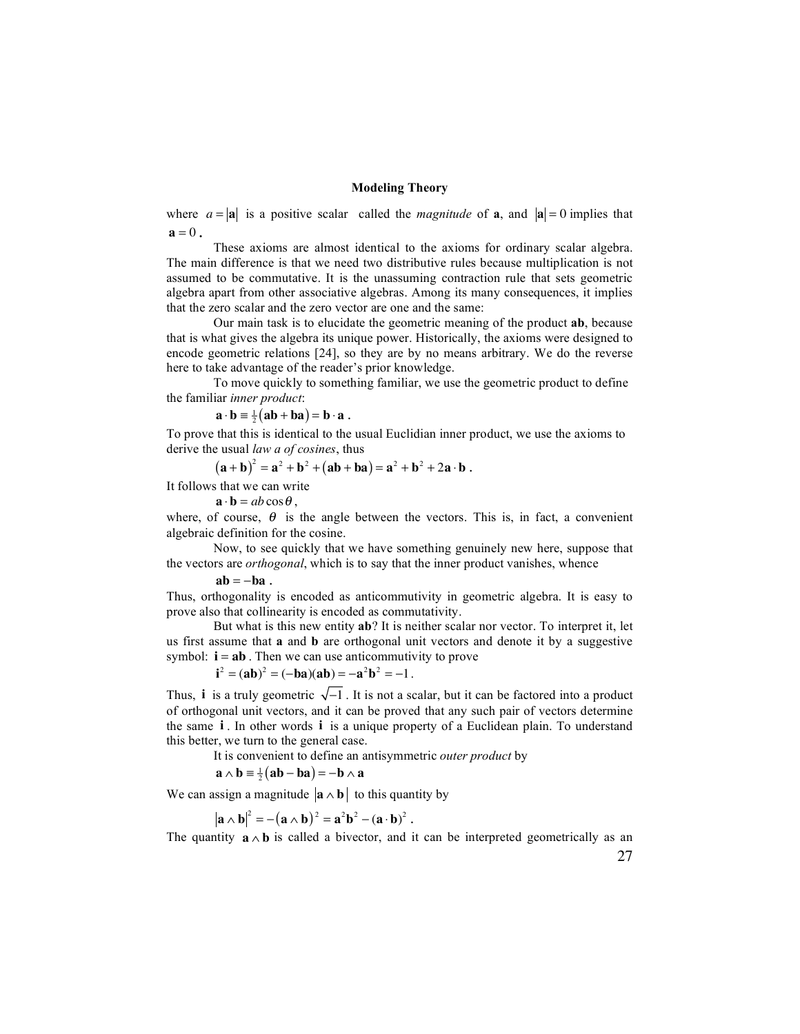where $a = |\mathbf{a}|$ is a positive scalar called the *magnitude* of **a**, and $|\mathbf{a}| = 0$ implies that $\mathbf{a} = 0$ **.**

These axioms are almost identical to the axioms for ordinary scalar algebra. The main difference is that we need two distributive rules because multiplication is not assumed to be commutative. It is the unassuming contraction rule that sets geometric algebra apart from other associative algebras. Among its many consequences, it implies that the zero scalar and the zero vector are one and the same:

Our main task is to elucidate the geometric meaning of the product **ab**, because that is what gives the algebra its unique power. Historically, the axioms were designed to encode geometric relations [24], so they are by no means arbitrary. We do the reverse here to take advantage of the reader's prior knowledge.

To move quickly to something familiar, we use the geometric product to define the familiar *inner product*:

$$\mathbf{a} \cdot \mathbf{b} \equiv \tfrac{1}{2}(\mathbf{ab} + \mathbf{ba}) = \mathbf{b} \cdot \mathbf{a} \; \textbf{.}$$

To prove that this is identical to the usual Euclidian inner product, we use the axioms to derive the usual *law a of cosines*, thus

$$(\mathbf{a} + \mathbf{b})^2 = \mathbf{a}^2 + \mathbf{b}^2 + (\mathbf{ab} + \mathbf{ba}) = \mathbf{a}^2 + \mathbf{b}^2 + 2\mathbf{a} \cdot \mathbf{b} \; \textbf{.}$$

It follows that we can write

$$\mathbf{a} \cdot \mathbf{b} = ab\cos\theta \,,$$

where, of course, $\theta$ is the angle between the vectors. This is, in fact, a convenient algebraic definition for the cosine.

Now, to see quickly that we have something genuinely new here, suppose that the vectors are *orthogonal*, which is to say that the inner product vanishes, whence

$$\mathbf{ab} = -\mathbf{ba} \; \textbf{.}$$

Thus, orthogonality is encoded as anticommutivity in geometric algebra. It is easy to prove also that collinearity is encoded as commutativity.

But what is this new entity **ab**? It is neither scalar nor vector. To interpret it, let us first assume that **a** and **b** are orthogonal unit vectors and denote it by a suggestive symbol: $\mathbf{i} = \mathbf{ab}$ . Then we can use anticommutivity to prove

$$\mathbf{i}^2 = (\mathbf{ab})^2 = (-\mathbf{ba})(\mathbf{ab}) = -\mathbf{a}^2\mathbf{b}^2 = -1 \,.$$

Thus, $\mathbf{i}$ is a truly geometric $\sqrt{-1}$ . It is not a scalar, but it can be factored into a product of orthogonal unit vectors, and it can be proved that any such pair of vectors determine the same $\mathbf{i}$ . In other words $\mathbf{i}$ is a unique property of a Euclidean plain. To understand this better, we turn to the general case.

It is convenient to define an antisymmetric *outer product* by

$$\mathbf{a} \wedge \mathbf{b} \equiv \tfrac{1}{2}(\mathbf{ab} - \mathbf{ba}) = -\mathbf{b} \wedge \mathbf{a}$$

We can assign a magnitude $|\mathbf{a} \wedge \mathbf{b}|$ to this quantity by

$$|\mathbf{a} \wedge \mathbf{b}|^2 = -(\mathbf{a} \wedge \mathbf{b})^2 = \mathbf{a}^2\mathbf{b}^2 - (\mathbf{a} \cdot \mathbf{b})^2 \; \textbf{.}$$

The quantity $\mathbf{a} \wedge \mathbf{b}$ is called a bivector, and it can be interpreted geometrically as an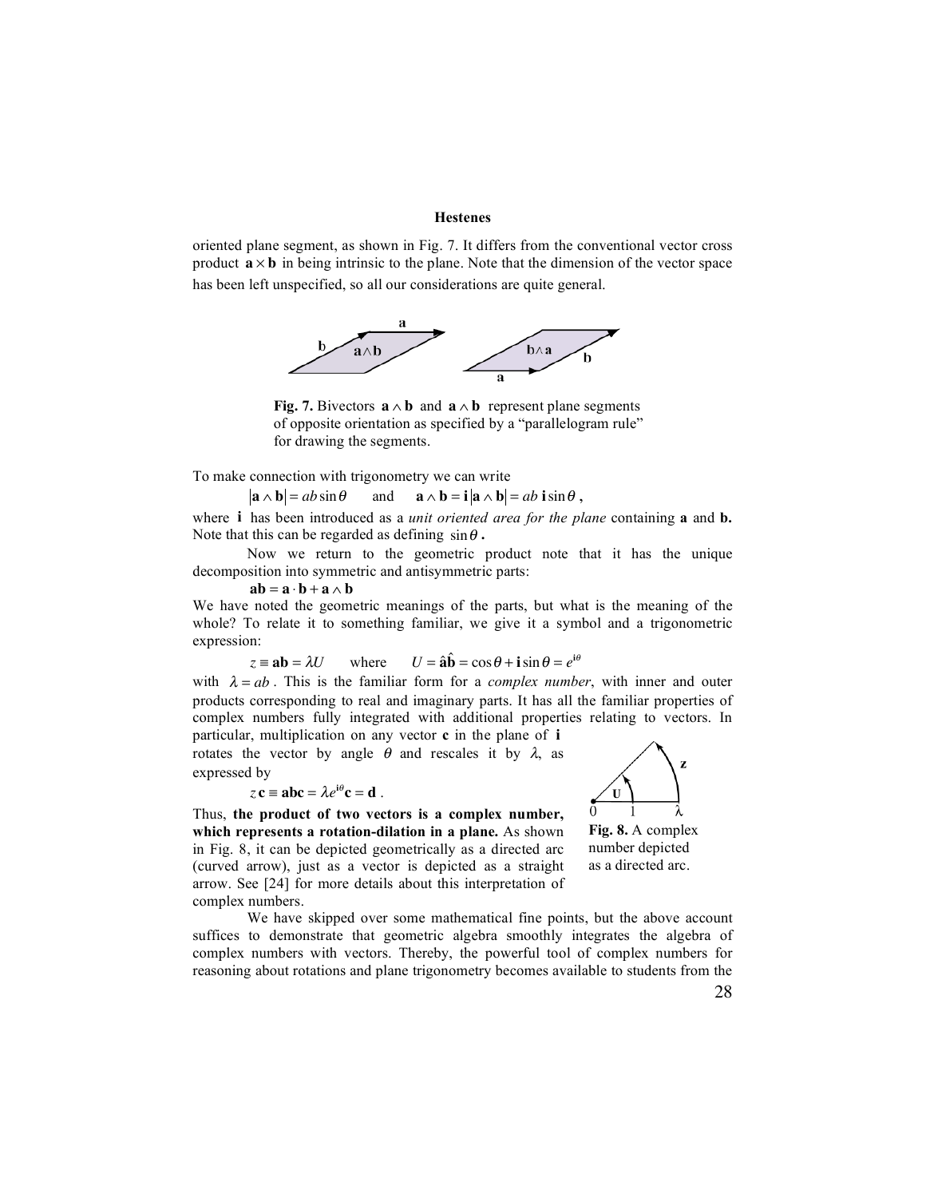oriented plane segment, as shown in Fig. 7. It differs from the conventional vector cross product $\mathbf{a} \times \mathbf{b}$ in being intrinsic to the plane. Note that the dimension of the vector space has been left unspecified, so all our considerations are quite general.

**Fig. 7.** Bivectors $\mathbf{a} \wedge \mathbf{b}$ and $\mathbf{a} \wedge \mathbf{b}$ represent plane segments of opposite orientation as specified by a "parallelogram rule" for drawing the segments.

To make connection with trigonometry we can write

$$|\mathbf{a} \wedge \mathbf{b}| = ab \sin\theta \qquad \text{and} \qquad \mathbf{a} \wedge \mathbf{b} = \mathbf{i}|\mathbf{a} \wedge \mathbf{b}| = ab\, \mathbf{i} \sin\theta\, ,$$

where $\mathbf{i}$ has been introduced as a *unit oriented area for the plane* containing **a** and **b.** Note that this can be regarded as defining $\sin\theta$ **.**

Now we return to the geometric product note that it has the unique decomposition into symmetric and antisymmetric parts:

$$\mathbf{ab} = \mathbf{a} \cdot \mathbf{b} + \mathbf{a} \wedge \mathbf{b}$$

We have noted the geometric meanings of the parts, but what is the meaning of the whole? To relate it to something familiar, we give it a symbol and a trigonometric expression:

$$z \equiv \mathbf{ab} = \lambda U \qquad \text{where} \qquad U = \hat{\mathbf{a}}\hat{\mathbf{b}} = \cos\theta + \mathbf{i}\sin\theta = e^{\mathbf{i}\theta}$$

with $\lambda = ab$ . This is the familiar form for a *complex number*, with inner and outer products corresponding to real and imaginary parts. It has all the familiar properties of complex numbers fully integrated with additional properties relating to vectors. In particular, multiplication on any vector **c** in the plane of **i** rotates the vector by angle $\theta$ and rescales it by $\lambda$, as expressed by

$$z\,\mathbf{c} \equiv \mathbf{abc} = \lambda e^{\mathbf{i}\theta}\mathbf{c} = \mathbf{d}\, .$$

Thus, **the product of two vectors is a complex number, which represents a rotation-dilation in a plane.** As shown in Fig. 8, it can be depicted geometrically as a directed arc (curved arrow), just as a vector is depicted as a straight arrow. See [24] for more details about this interpretation of complex numbers.

**Fig. 8.** A complex number depicted as a directed arc.

We have skipped over some mathematical fine points, but the above account suffices to demonstrate that geometric algebra smoothly integrates the algebra of complex numbers with vectors. Thereby, the powerful tool of complex numbers for reasoning about rotations and plane trigonometry becomes available to students from the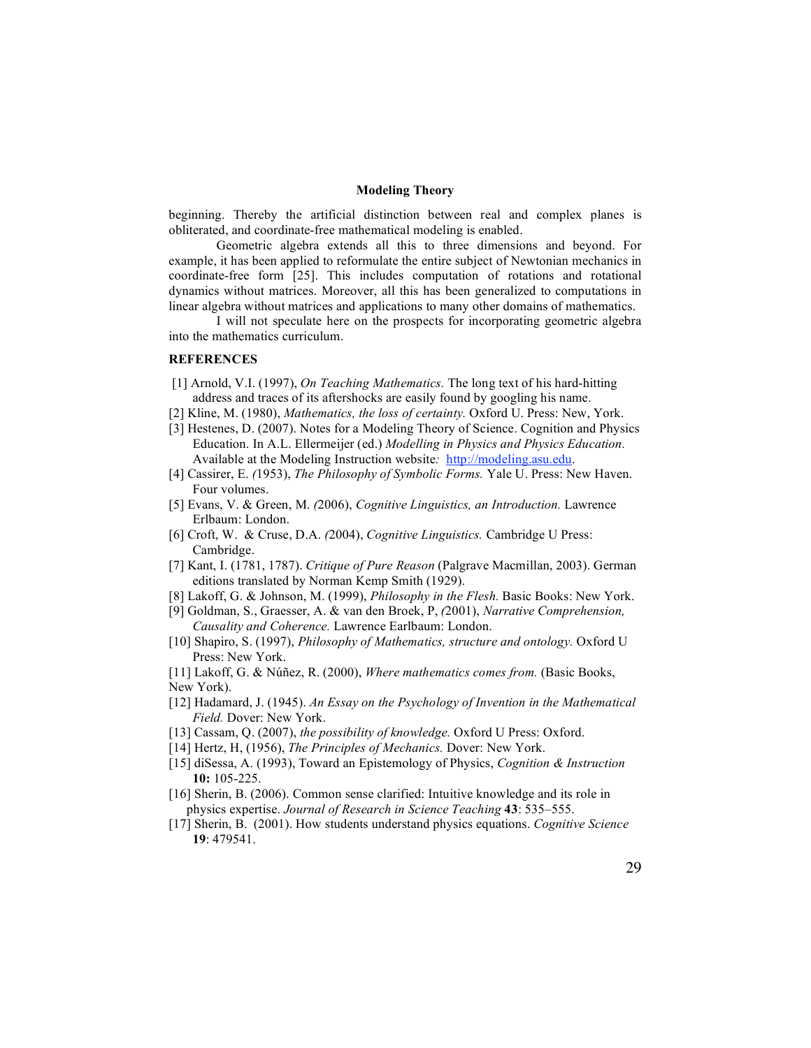beginning. Thereby the artificial distinction between real and complex planes is obliterated, and coordinate-free mathematical modeling is enabled.

Geometric algebra extends all this to three dimensions and beyond. For example, it has been applied to reformulate the entire subject of Newtonian mechanics in coordinate-free form [25]. This includes computation of rotations and rotational dynamics without matrices. Moreover, all this has been generalized to computations in linear algebra without matrices and applications to many other domains of mathematics.

I will not speculate here on the prospects for incorporating geometric algebra into the mathematics curriculum.

## REFERENCES

[1] Arnold, V.I. (1997), *On Teaching Mathematics.* The long text of his hard-hitting address and traces of its aftershocks are easily found by googling his name.

[2] Kline, M. (1980), *Mathematics, the loss of certainty.* Oxford U. Press: New, York.

[3] Hestenes, D. (2007). Notes for a Modeling Theory of Science. Cognition and Physics Education. In A.L. Ellermeijer (ed.) *Modelling in Physics and Physics Education.* Available at the Modeling Instruction website*:* http://modeling.asu.edu.

[4] Cassirer, E. *(*1953), *The Philosophy of Symbolic Forms.* Yale U. Press: New Haven. Four volumes.

[5] Evans, V. & Green, M. *(*2006), *Cognitive Linguistics, an Introduction.* Lawrence Erlbaum: London.

[6] Croft, W. & Cruse, D.A. *(*2004), *Cognitive Linguistics.* Cambridge U Press: Cambridge.

[7] Kant, I. (1781, 1787). *Critique of Pure Reason* (Palgrave Macmillan, 2003). German editions translated by Norman Kemp Smith (1929).

[8] Lakoff, G. & Johnson, M. (1999), *Philosophy in the Flesh.* Basic Books: New York.

[9] Goldman, S., Graesser, A. & van den Broek, P, *(*2001), *Narrative Comprehension, Causality and Coherence.* Lawrence Earlbaum: London.

[10] Shapiro, S. (1997), *Philosophy of Mathematics, structure and ontology.* Oxford U Press: New York.

[11] Lakoff, G. & Núñez, R. (2000), *Where mathematics comes from.* (Basic Books, New York).

[12] Hadamard, J. (1945). *An Essay on the Psychology of Invention in the Mathematical Field.* Dover: New York.

[13] Cassam, Q. (2007), *the possibility of knowledge.* Oxford U Press: Oxford.

[14] Hertz, H, (1956), *The Principles of Mechanics.* Dover: New York.

[15] diSessa, A. (1993), Toward an Epistemology of Physics, *Cognition & Instruction* **10:** 105-225.

[16] Sherin, B. (2006). Common sense clarified: Intuitive knowledge and its role in physics expertise. *Journal of Research in Science Teaching* **43**: 535–555.

[17] Sherin, B. (2001). How students understand physics equations. *Cognitive Science* **19**: 479541.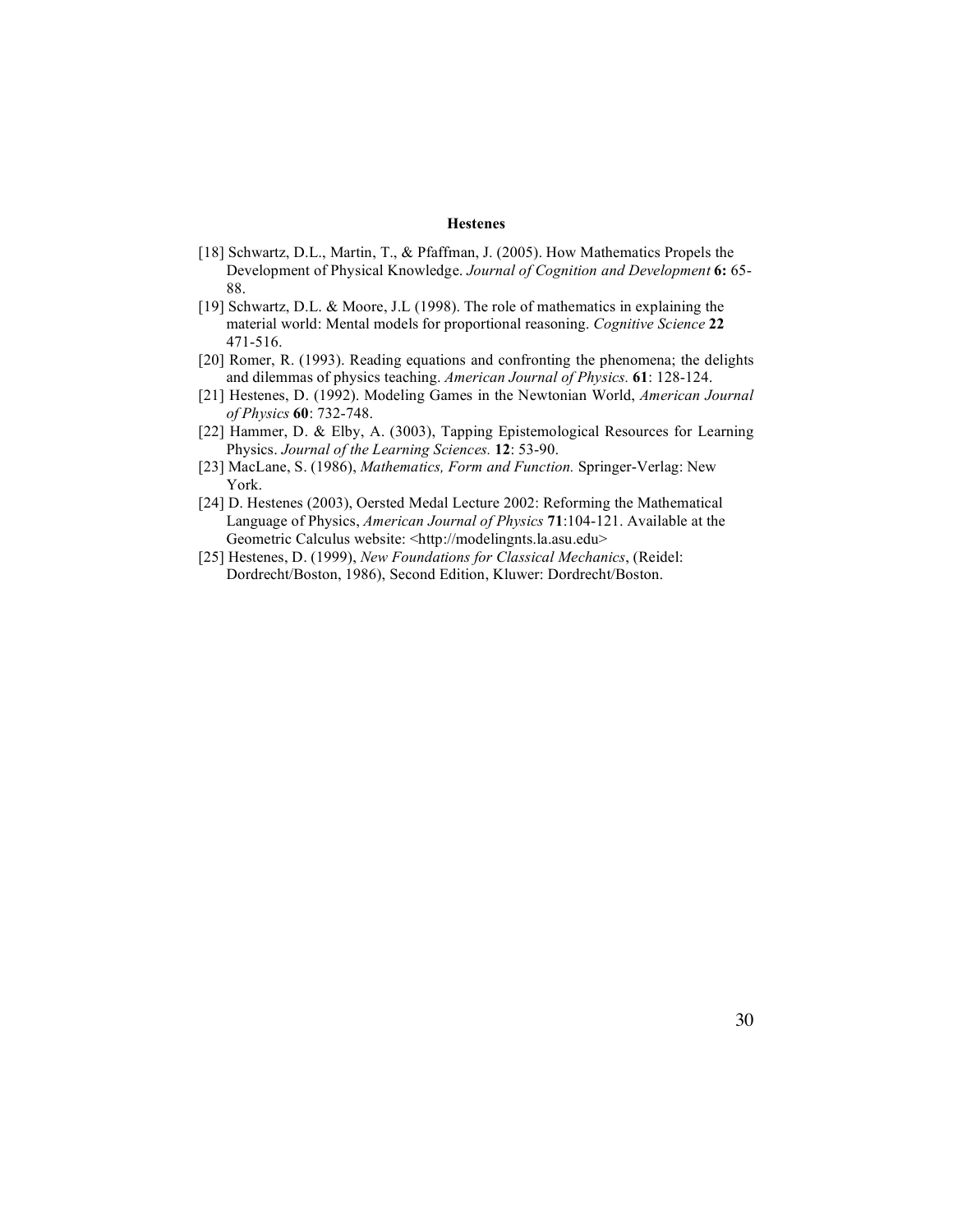[18] Schwartz, D.L., Martin, T., & Pfaffman, J. (2005). How Mathematics Propels the Development of Physical Knowledge. *Journal of Cognition and Development* **6:** 65-88.

[19] Schwartz, D.L. & Moore, J.L (1998). The role of mathematics in explaining the material world: Mental models for proportional reasoning. *Cognitive Science* **22** 471-516.

[20] Romer, R. (1993). Reading equations and confronting the phenomena; the delights and dilemmas of physics teaching. *American Journal of Physics.* **61**: 128-124.

[21] Hestenes, D. (1992). Modeling Games in the Newtonian World, *American Journal of Physics* **60**: 732-748.

[22] Hammer, D. & Elby, A. (3003), Tapping Epistemological Resources for Learning Physics. *Journal of the Learning Sciences.* **12**: 53-90.

[23] MacLane, S. (1986), *Mathematics, Form and Function.* Springer-Verlag: New York.

[24] D. Hestenes (2003), Oersted Medal Lecture 2002: Reforming the Mathematical Language of Physics, *American Journal of Physics* **71**:104-121. Available at the Geometric Calculus website: <http://modelingnts.la.asu.edu>

[25] Hestenes, D. (1999), *New Foundations for Classical Mechanics*, (Reidel: Dordrecht/Boston, 1986), Second Edition, Kluwer: Dordrecht/Boston.